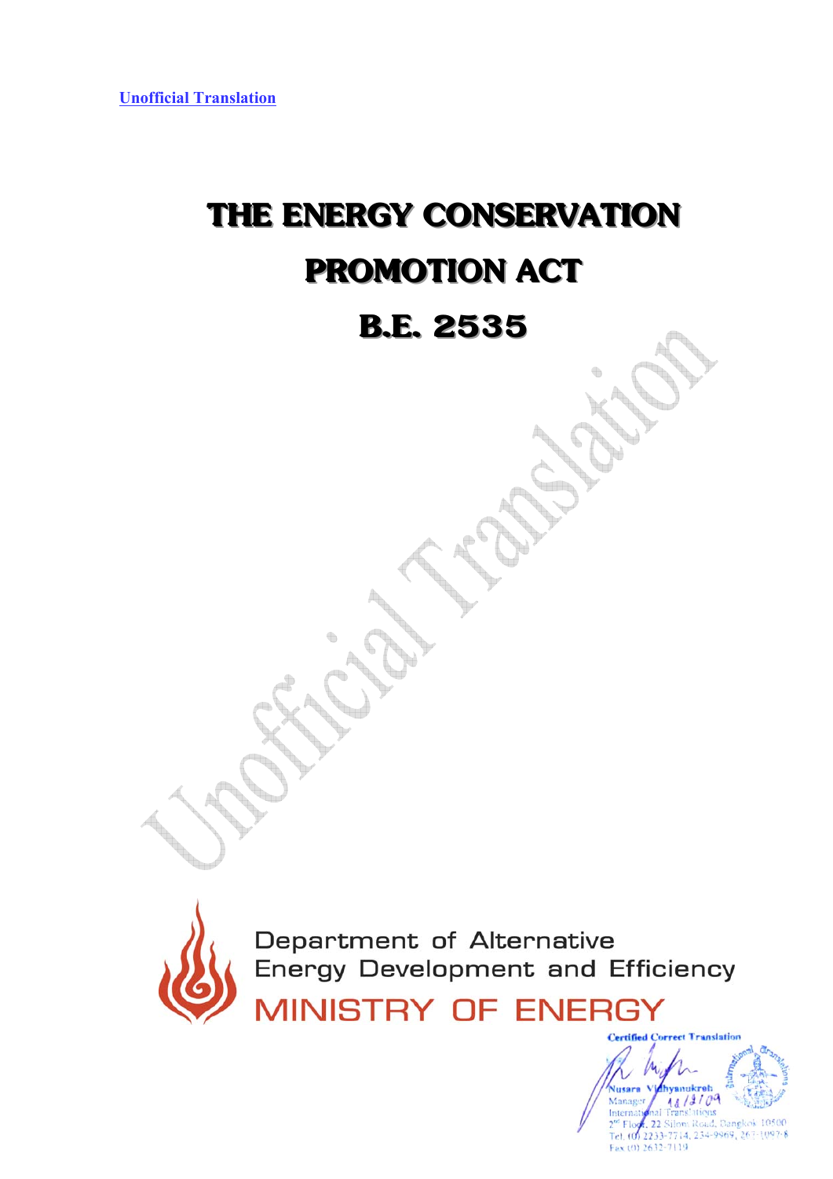Unofficial Translation

# THE ENERGY CONSERVATION PROMOTION ACT B.E. 2535

Department of Alternative Energy Development and Efficiency

MINISTRY OF ENERGY

Certified Correct Translation

Nusara Vidhyanukroh
Manager 18/12/09
International Translations
2nd Floor, 22 Silom Road, Bangkok 10500
Tel. (0) 2233-7714, 234-9969, 267-1097-8
Fax (0) 2632-7119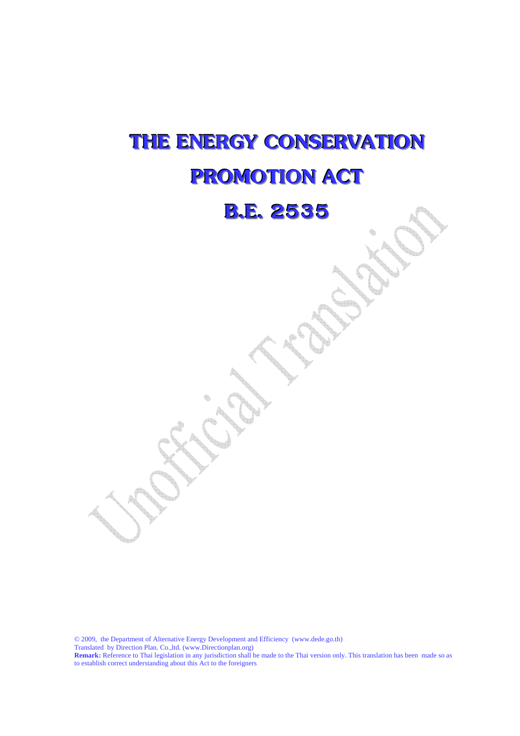# THE ENERGY CONSERVATION PROMOTION ACT B.E. 2535

© 2009, the Department of Alternative Energy Development and Efficiency (www.dede.go.th)
Translated by Direction Plan. Co.,ltd. (www.Directionplan.org)
**Remark:** Reference to Thai legislation in any jurisdiction shall be made to the Thai version only. This translation has been made so as to establish correct understanding about this Act to the foreigners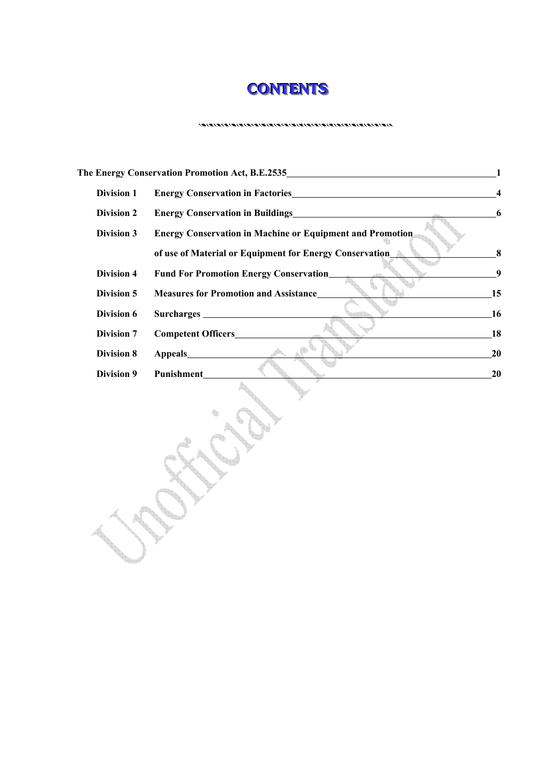# CONTENTS

| | | |
|---|---|---|
| **The Energy Conservation Promotion Act, B.E.2535** | | **1** |
| **Division 1** | **Energy Conservation in Factories** | **4** |
| **Division 2** | **Energy Conservation in Buildings** | **6** |
| **Division 3** | **Energy Conservation in Machine or Equipment and Promotion of use of Material or Equipment for Energy Conservation** | **8** |
| **Division 4** | **Fund For Promotion Energy Conservation** | **9** |
| **Division 5** | **Measures for Promotion and Assistance** | **15** |
| **Division 6** | **Surcharges** | **16** |
| **Division 7** | **Competent Officers** | **18** |
| **Division 8** | **Appeals** | **20** |
| **Division 9** | **Punishment** | **20** |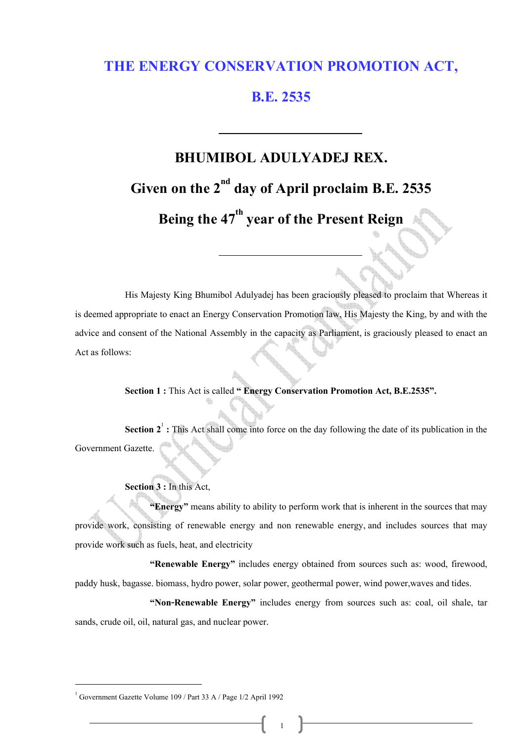# THE ENERGY CONSERVATION PROMOTION ACT,

# B.E. 2535

---

## BHUMIBOL ADULYADEJ REX.

### Given on the 2nd day of April proclaim B.E. 2535

### Being the 47th year of the Present Reign

---

His Majesty King Bhumibol Adulyadej has been graciously pleased to proclaim that Whereas it is deemed appropriate to enact an Energy Conservation Promotion law, His Majesty the King, by and with the advice and consent of the National Assembly in the capacity as Parliament, is graciously pleased to enact an Act as follows:

**Section 1 :** This Act is called **" Energy Conservation Promotion Act, B.E.2535".**

**Section 2**[1] **:** This Act shall come into force on the day following the date of its publication in the Government Gazette.

**Section 3 :** In this Act,

**"Energy"** means ability to ability to perform work that is inherent in the sources that may provide work, consisting of renewable energy and non renewable energy, and includes sources that may provide work such as fuels, heat, and electricity

**"Renewable Energy"** includes energy obtained from sources such as: wood, firewood, paddy husk, bagasse. biomass, hydro power, solar power, geothermal power, wind power,waves and tides.

**"Non-Renewable Energy"** includes energy from sources such as: coal, oil shale, tar sands, crude oil, oil, natural gas, and nuclear power.

---

[1] Government Gazette Volume 109 / Part 33 A / Page 1/2 April 1992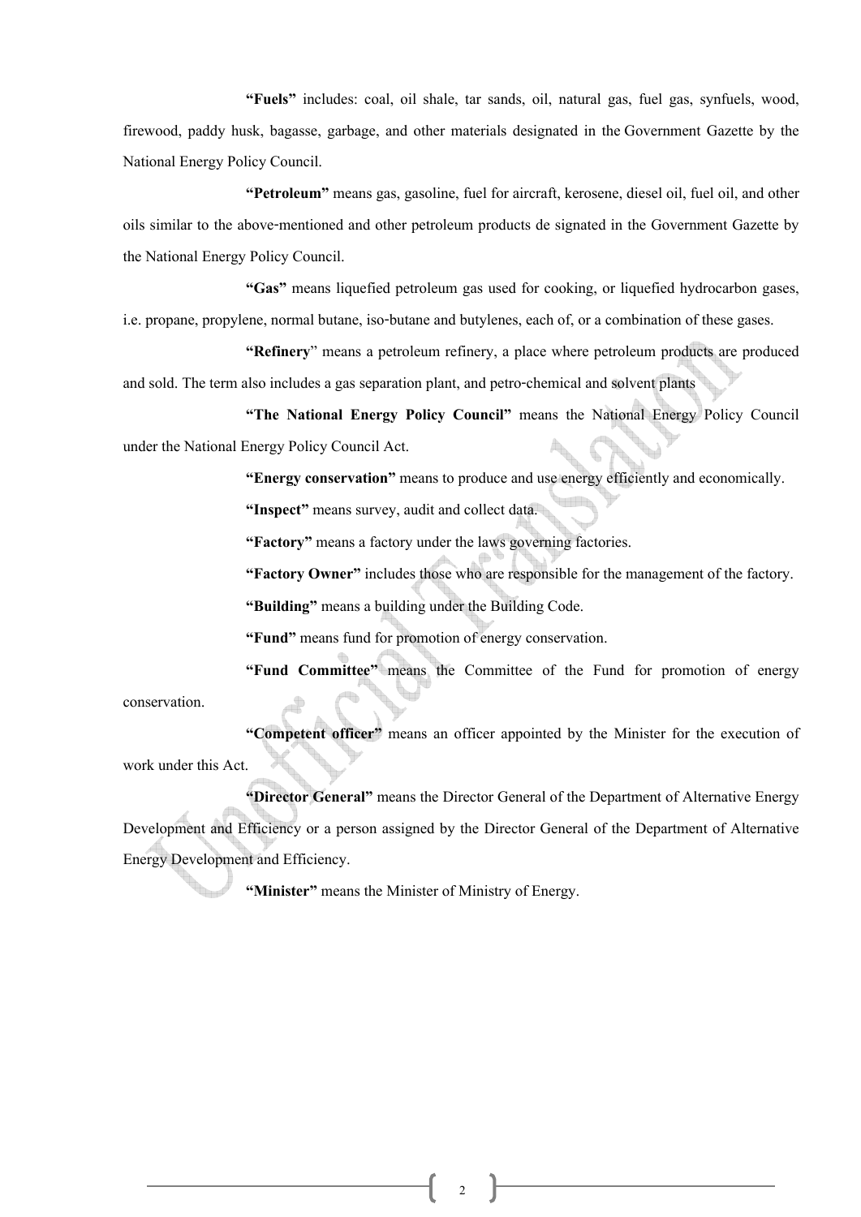**"Fuels"** includes: coal, oil shale, tar sands, oil, natural gas, fuel gas, synfuels, wood, firewood, paddy husk, bagasse, garbage, and other materials designated in the Government Gazette by the National Energy Policy Council.

**"Petroleum"** means gas, gasoline, fuel for aircraft, kerosene, diesel oil, fuel oil, and other oils similar to the above-mentioned and other petroleum products de signated in the Government Gazette by the National Energy Policy Council.

**"Gas"** means liquefied petroleum gas used for cooking, or liquefied hydrocarbon gases, i.e. propane, propylene, normal butane, iso-butane and butylenes, each of, or a combination of these gases.

**"Refinery"** means a petroleum refinery, a place where petroleum products are produced and sold. The term also includes a gas separation plant, and petro-chemical and solvent plants

**"The National Energy Policy Council"** means the National Energy Policy Council under the National Energy Policy Council Act.

**"Energy conservation"** means to produce and use energy efficiently and economically.

**"Inspect"** means survey, audit and collect data.

**"Factory"** means a factory under the laws governing factories.

**"Factory Owner"** includes those who are responsible for the management of the factory.

**"Building"** means a building under the Building Code.

**"Fund"** means fund for promotion of energy conservation.

**"Fund Committee"** means the Committee of the Fund for promotion of energy conservation.

**"Competent officer"** means an officer appointed by the Minister for the execution of work under this Act.

**"Director General"** means the Director General of the Department of Alternative Energy Development and Efficiency or a person assigned by the Director General of the Department of Alternative Energy Development and Efficiency.

**"Minister"** means the Minister of Ministry of Energy.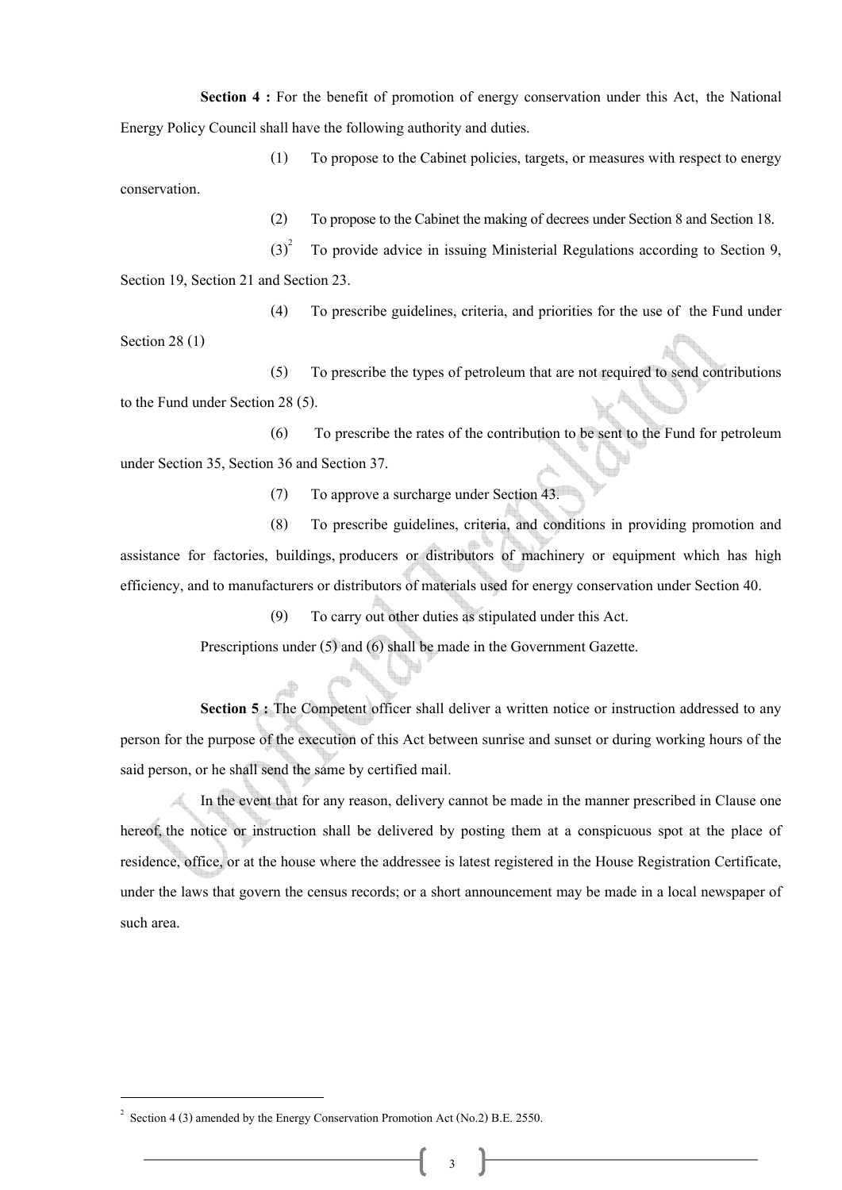**Section 4 :** For the benefit of promotion of energy conservation under this Act, the National Energy Policy Council shall have the following authority and duties.

(1) To propose to the Cabinet policies, targets, or measures with respect to energy conservation.

(2) To propose to the Cabinet the making of decrees under Section 8 and Section 18.

(3)[2] To provide advice in issuing Ministerial Regulations according to Section 9, Section 19, Section 21 and Section 23.

(4) To prescribe guidelines, criteria, and priorities for the use of the Fund under Section 28 (1)

(5) To prescribe the types of petroleum that are not required to send contributions to the Fund under Section 28 (5).

(6) To prescribe the rates of the contribution to be sent to the Fund for petroleum under Section 35, Section 36 and Section 37.

(7) To approve a surcharge under Section 43.

(8) To prescribe guidelines, criteria, and conditions in providing promotion and assistance for factories, buildings, producers or distributors of machinery or equipment which has high efficiency, and to manufacturers or distributors of materials used for energy conservation under Section 40.

(9) To carry out other duties as stipulated under this Act.

Prescriptions under (5) and (6) shall be made in the Government Gazette.

**Section 5 :** The Competent officer shall deliver a written notice or instruction addressed to any person for the purpose of the execution of this Act between sunrise and sunset or during working hours of the said person, or he shall send the same by certified mail.

In the event that for any reason, delivery cannot be made in the manner prescribed in Clause one hereof, the notice or instruction shall be delivered by posting them at a conspicuous spot at the place of residence, office, or at the house where the addressee is latest registered in the House Registration Certificate, under the laws that govern the census records; or a short announcement may be made in a local newspaper of such area.

---

[2] Section 4 (3) amended by the Energy Conservation Promotion Act (No.2) B.E. 2550.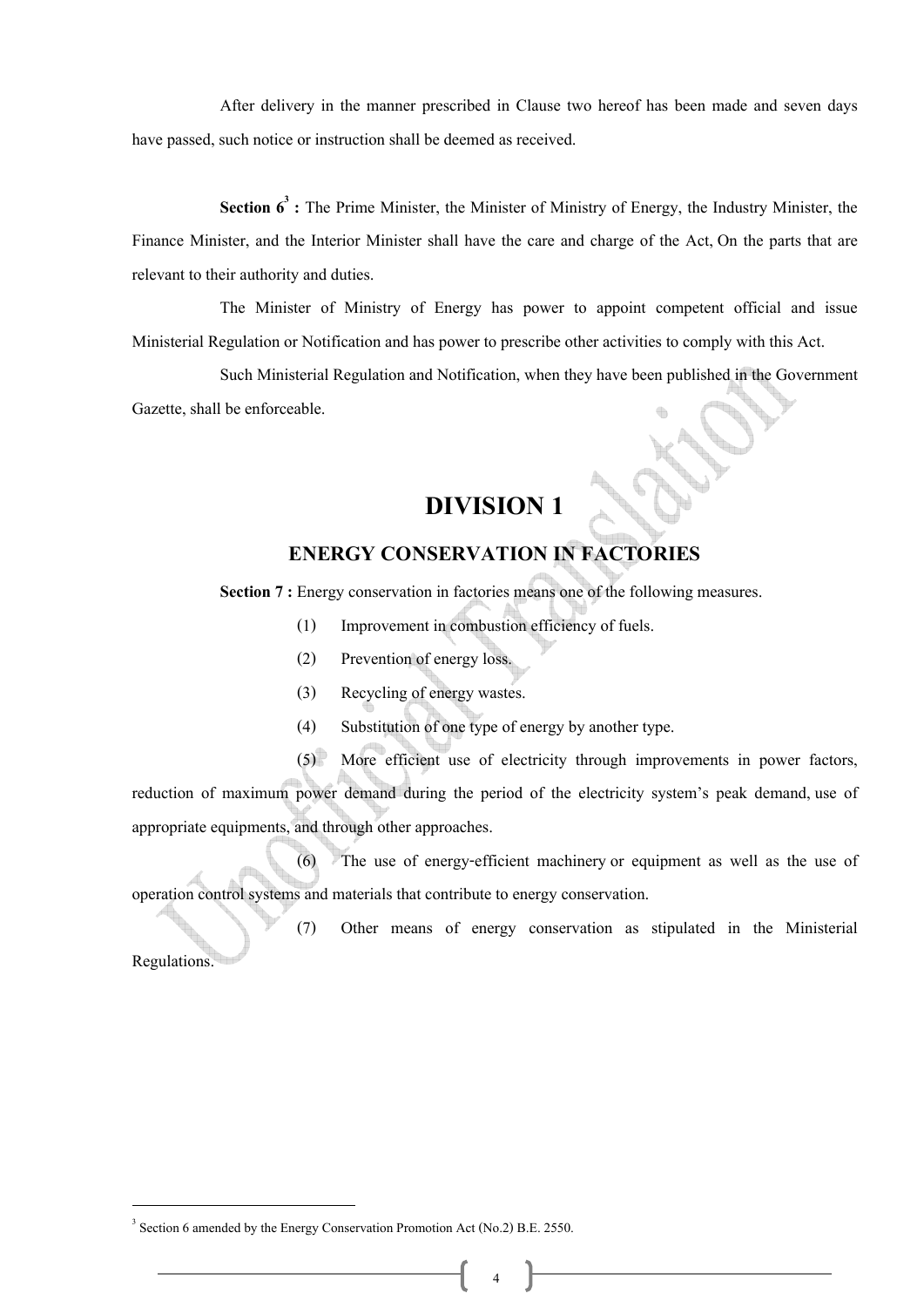After delivery in the manner prescribed in Clause two hereof has been made and seven days have passed, such notice or instruction shall be deemed as received.

**Section 6[3] :** The Prime Minister, the Minister of Ministry of Energy, the Industry Minister, the Finance Minister, and the Interior Minister shall have the care and charge of the Act, On the parts that are relevant to their authority and duties.

The Minister of Ministry of Energy has power to appoint competent official and issue Ministerial Regulation or Notification and has power to prescribe other activities to comply with this Act.

Such Ministerial Regulation and Notification, when they have been published in the Government Gazette, shall be enforceable.

# DIVISION 1

## ENERGY CONSERVATION IN FACTORIES

**Section 7 :** Energy conservation in factories means one of the following measures.

(1) Improvement in combustion efficiency of fuels.

(2) Prevention of energy loss.

(3) Recycling of energy wastes.

(4) Substitution of one type of energy by another type.

(5) More efficient use of electricity through improvements in power factors, reduction of maximum power demand during the period of the electricity system's peak demand, use of appropriate equipments, and through other approaches.

(6) The use of energy-efficient machinery or equipment as well as the use of operation control systems and materials that contribute to energy conservation.

(7) Other means of energy conservation as stipulated in the Ministerial Regulations.

---

[3] Section 6 amended by the Energy Conservation Promotion Act (No.2) B.E. 2550.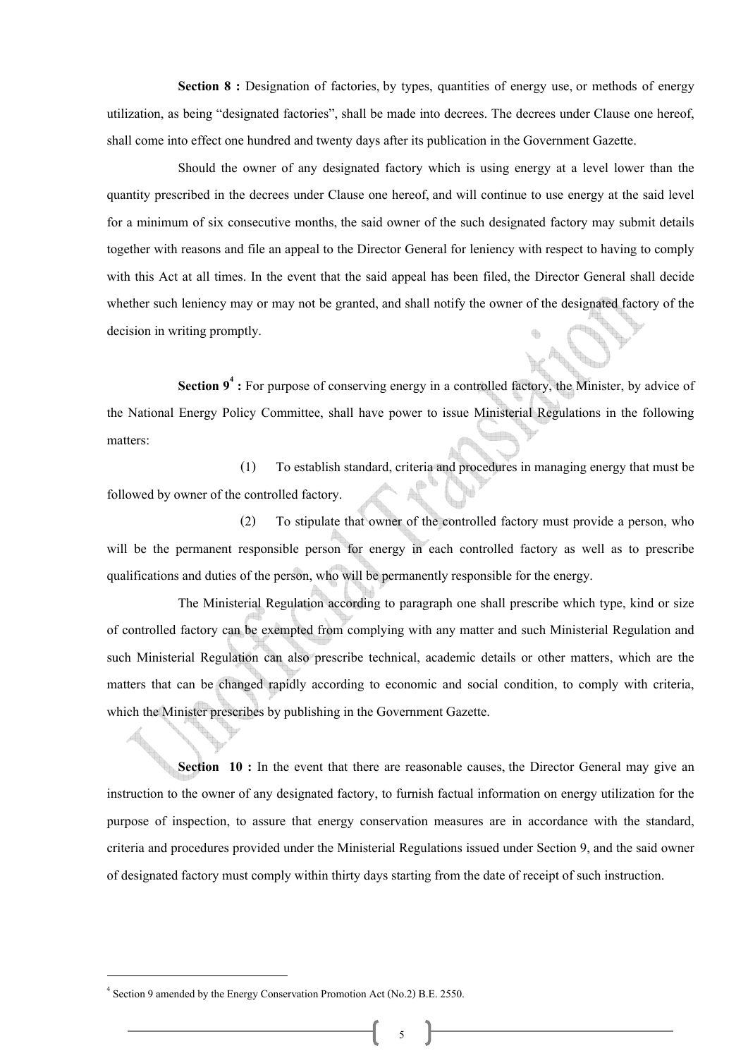**Section 8 :** Designation of factories, by types, quantities of energy use, or methods of energy utilization, as being "designated factories", shall be made into decrees. The decrees under Clause one hereof, shall come into effect one hundred and twenty days after its publication in the Government Gazette.

Should the owner of any designated factory which is using energy at a level lower than the quantity prescribed in the decrees under Clause one hereof, and will continue to use energy at the said level for a minimum of six consecutive months, the said owner of the such designated factory may submit details together with reasons and file an appeal to the Director General for leniency with respect to having to comply with this Act at all times. In the event that the said appeal has been filed, the Director General shall decide whether such leniency may or may not be granted, and shall notify the owner of the designated factory of the decision in writing promptly.

**Section 9[4] :** For purpose of conserving energy in a controlled factory, the Minister, by advice of the National Energy Policy Committee, shall have power to issue Ministerial Regulations in the following matters:

(1) To establish standard, criteria and procedures in managing energy that must be followed by owner of the controlled factory.

(2) To stipulate that owner of the controlled factory must provide a person, who will be the permanent responsible person for energy in each controlled factory as well as to prescribe qualifications and duties of the person, who will be permanently responsible for the energy.

The Ministerial Regulation according to paragraph one shall prescribe which type, kind or size of controlled factory can be exempted from complying with any matter and such Ministerial Regulation and such Ministerial Regulation can also prescribe technical, academic details or other matters, which are the matters that can be changed rapidly according to economic and social condition, to comply with criteria, which the Minister prescribes by publishing in the Government Gazette.

**Section 10 :** In the event that there are reasonable causes, the Director General may give an instruction to the owner of any designated factory, to furnish factual information on energy utilization for the purpose of inspection, to assure that energy conservation measures are in accordance with the standard, criteria and procedures provided under the Ministerial Regulations issued under Section 9, and the said owner of designated factory must comply within thirty days starting from the date of receipt of such instruction.

---

[4] Section 9 amended by the Energy Conservation Promotion Act (No.2) B.E. 2550.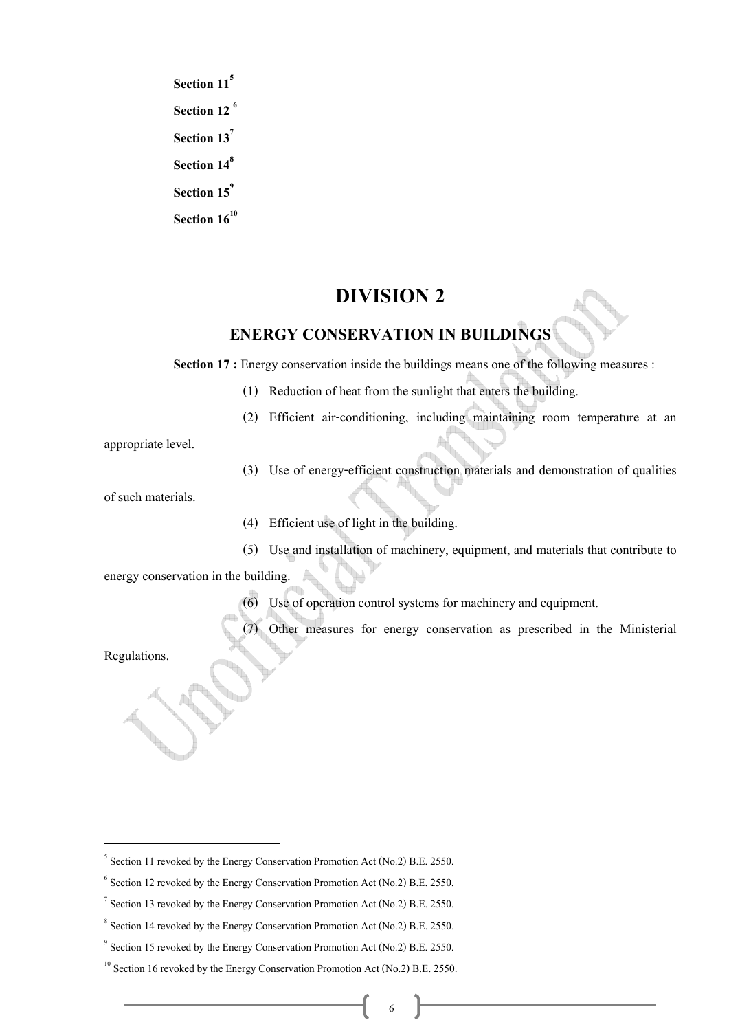**Section 11**[5]

**Section 12** [6]

**Section 13**[7]

**Section 14**[8]

**Section 15**[9]

**Section 16**[10]

# DIVISION 2

## ENERGY CONSERVATION IN BUILDINGS

**Section 17 :** Energy conservation inside the buildings means one of the following measures :

(1) Reduction of heat from the sunlight that enters the building.

(2) Efficient air-conditioning, including maintaining room temperature at an appropriate level.

(3) Use of energy-efficient construction materials and demonstration of qualities of such materials.

(4) Efficient use of light in the building.

(5) Use and installation of machinery, equipment, and materials that contribute to energy conservation in the building.

(6) Use of operation control systems for machinery and equipment.

(7) Other measures for energy conservation as prescribed in the Ministerial Regulations.

---

[5] Section 11 revoked by the Energy Conservation Promotion Act (No.2) B.E. 2550.

[6] Section 12 revoked by the Energy Conservation Promotion Act (No.2) B.E. 2550.

[7] Section 13 revoked by the Energy Conservation Promotion Act (No.2) B.E. 2550.

[8] Section 14 revoked by the Energy Conservation Promotion Act (No.2) B.E. 2550.

[9] Section 15 revoked by the Energy Conservation Promotion Act (No.2) B.E. 2550.

[10] Section 16 revoked by the Energy Conservation Promotion Act (No.2) B.E. 2550.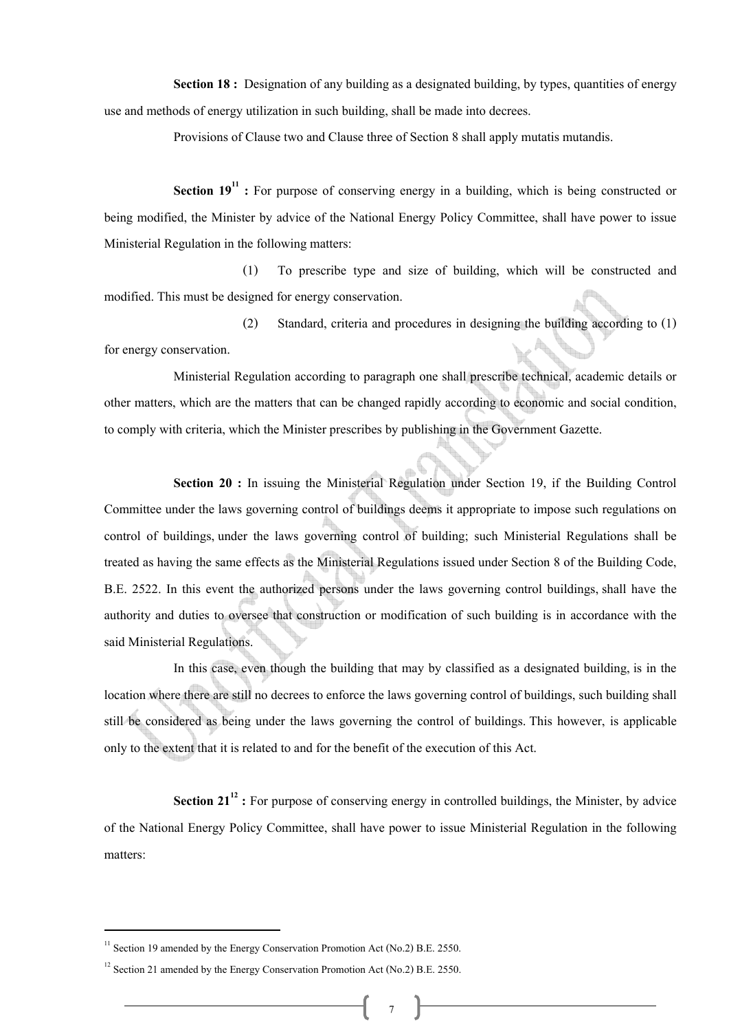**Section 18 :** Designation of any building as a designated building, by types, quantities of energy use and methods of energy utilization in such building, shall be made into decrees.

Provisions of Clause two and Clause three of Section 8 shall apply mutatis mutandis.

**Section 19[11] :** For purpose of conserving energy in a building, which is being constructed or being modified, the Minister by advice of the National Energy Policy Committee, shall have power to issue Ministerial Regulation in the following matters:

(1) To prescribe type and size of building, which will be constructed and modified. This must be designed for energy conservation.

(2) Standard, criteria and procedures in designing the building according to (1) for energy conservation.

Ministerial Regulation according to paragraph one shall prescribe technical, academic details or other matters, which are the matters that can be changed rapidly according to economic and social condition, to comply with criteria, which the Minister prescribes by publishing in the Government Gazette.

**Section 20 :** In issuing the Ministerial Regulation under Section 19, if the Building Control Committee under the laws governing control of buildings deems it appropriate to impose such regulations on control of buildings, under the laws governing control of building; such Ministerial Regulations shall be treated as having the same effects as the Ministerial Regulations issued under Section 8 of the Building Code, B.E. 2522. In this event the authorized persons under the laws governing control buildings, shall have the authority and duties to oversee that construction or modification of such building is in accordance with the said Ministerial Regulations.

In this case, even though the building that may by classified as a designated building, is in the location where there are still no decrees to enforce the laws governing control of buildings, such building shall still be considered as being under the laws governing the control of buildings. This however, is applicable only to the extent that it is related to and for the benefit of the execution of this Act.

**Section 21[12] :** For purpose of conserving energy in controlled buildings, the Minister, by advice of the National Energy Policy Committee, shall have power to issue Ministerial Regulation in the following matters:

---

[11] Section 19 amended by the Energy Conservation Promotion Act (No.2) B.E. 2550.

[12] Section 21 amended by the Energy Conservation Promotion Act (No.2) B.E. 2550.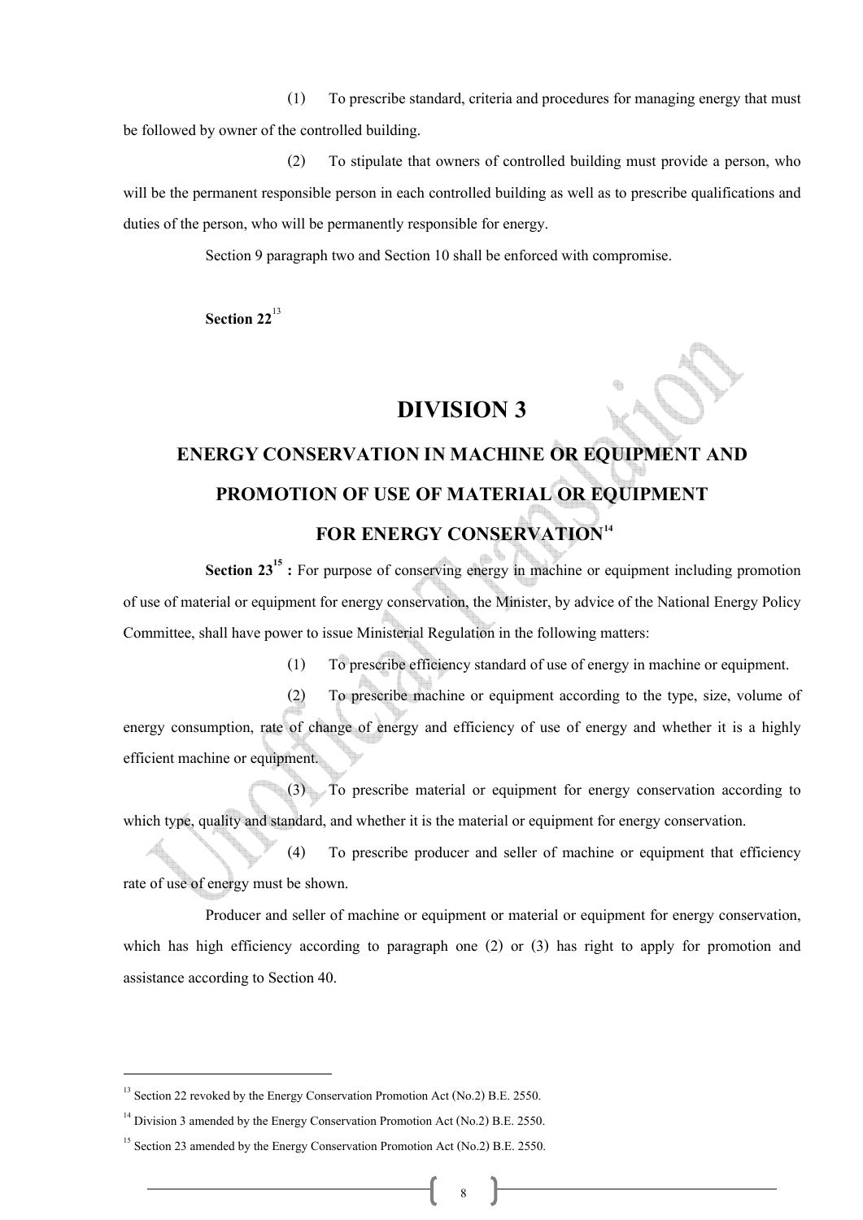(1) To prescribe standard, criteria and procedures for managing energy that must be followed by owner of the controlled building.

(2) To stipulate that owners of controlled building must provide a person, who will be the permanent responsible person in each controlled building as well as to prescribe qualifications and duties of the person, who will be permanently responsible for energy.

Section 9 paragraph two and Section 10 shall be enforced with compromise.

**Section 22**[13]

# DIVISION 3

## ENERGY CONSERVATION IN MACHINE OR EQUIPMENT AND PROMOTION OF USE OF MATERIAL OR EQUIPMENT FOR ENERGY CONSERVATION[14]

**Section 23[15] :** For purpose of conserving energy in machine or equipment including promotion of use of material or equipment for energy conservation, the Minister, by advice of the National Energy Policy Committee, shall have power to issue Ministerial Regulation in the following matters:

(1) To prescribe efficiency standard of use of energy in machine or equipment.

(2) To prescribe machine or equipment according to the type, size, volume of energy consumption, rate of change of energy and efficiency of use of energy and whether it is a highly efficient machine or equipment.

(3) To prescribe material or equipment for energy conservation according to which type, quality and standard, and whether it is the material or equipment for energy conservation.

(4) To prescribe producer and seller of machine or equipment that efficiency rate of use of energy must be shown.

Producer and seller of machine or equipment or material or equipment for energy conservation, which has high efficiency according to paragraph one (2) or (3) has right to apply for promotion and assistance according to Section 40.

---

[13] Section 22 revoked by the Energy Conservation Promotion Act (No.2) B.E. 2550.

[14] Division 3 amended by the Energy Conservation Promotion Act (No.2) B.E. 2550.

[15] Section 23 amended by the Energy Conservation Promotion Act (No.2) B.E. 2550.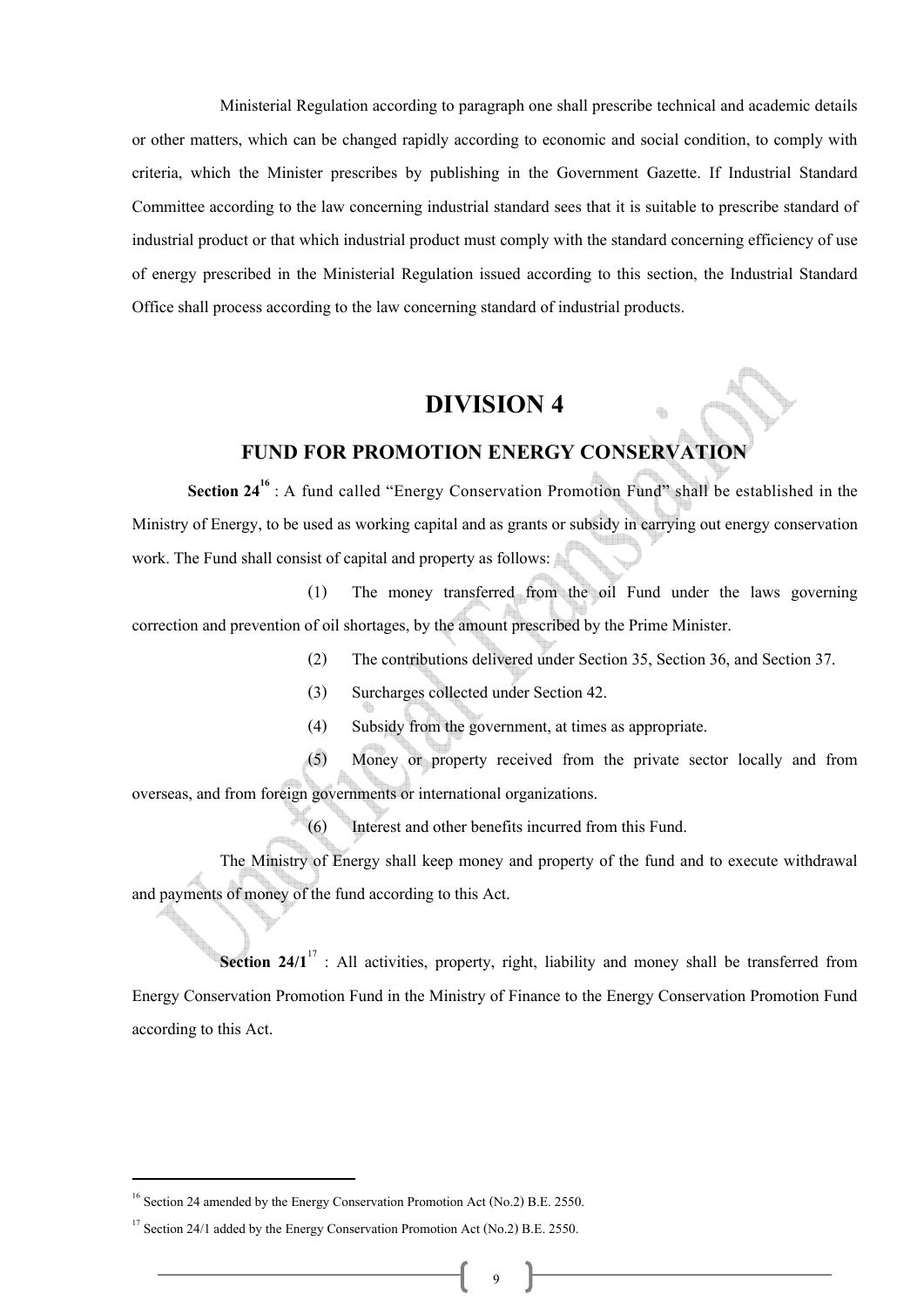Ministerial Regulation according to paragraph one shall prescribe technical and academic details or other matters, which can be changed rapidly according to economic and social condition, to comply with criteria, which the Minister prescribes by publishing in the Government Gazette. If Industrial Standard Committee according to the law concerning industrial standard sees that it is suitable to prescribe standard of industrial product or that which industrial product must comply with the standard concerning efficiency of use of energy prescribed in the Ministerial Regulation issued according to this section, the Industrial Standard Office shall process according to the law concerning standard of industrial products.

# DIVISION 4

## FUND FOR PROMOTION ENERGY CONSERVATION

**Section 24**[16] : A fund called "Energy Conservation Promotion Fund" shall be established in the Ministry of Energy, to be used as working capital and as grants or subsidy in carrying out energy conservation work. The Fund shall consist of capital and property as follows:

(1) The money transferred from the oil Fund under the laws governing correction and prevention of oil shortages, by the amount prescribed by the Prime Minister.

(2) The contributions delivered under Section 35, Section 36, and Section 37.

(3) Surcharges collected under Section 42.

(4) Subsidy from the government, at times as appropriate.

(5) Money or property received from the private sector locally and from overseas, and from foreign governments or international organizations.

(6) Interest and other benefits incurred from this Fund.

The Ministry of Energy shall keep money and property of the fund and to execute withdrawal and payments of money of the fund according to this Act.

**Section 24/1**[17] : All activities, property, right, liability and money shall be transferred from Energy Conservation Promotion Fund in the Ministry of Finance to the Energy Conservation Promotion Fund according to this Act.

---

[16] Section 24 amended by the Energy Conservation Promotion Act (No.2) B.E. 2550.

[17] Section 24/1 added by the Energy Conservation Promotion Act (No.2) B.E. 2550.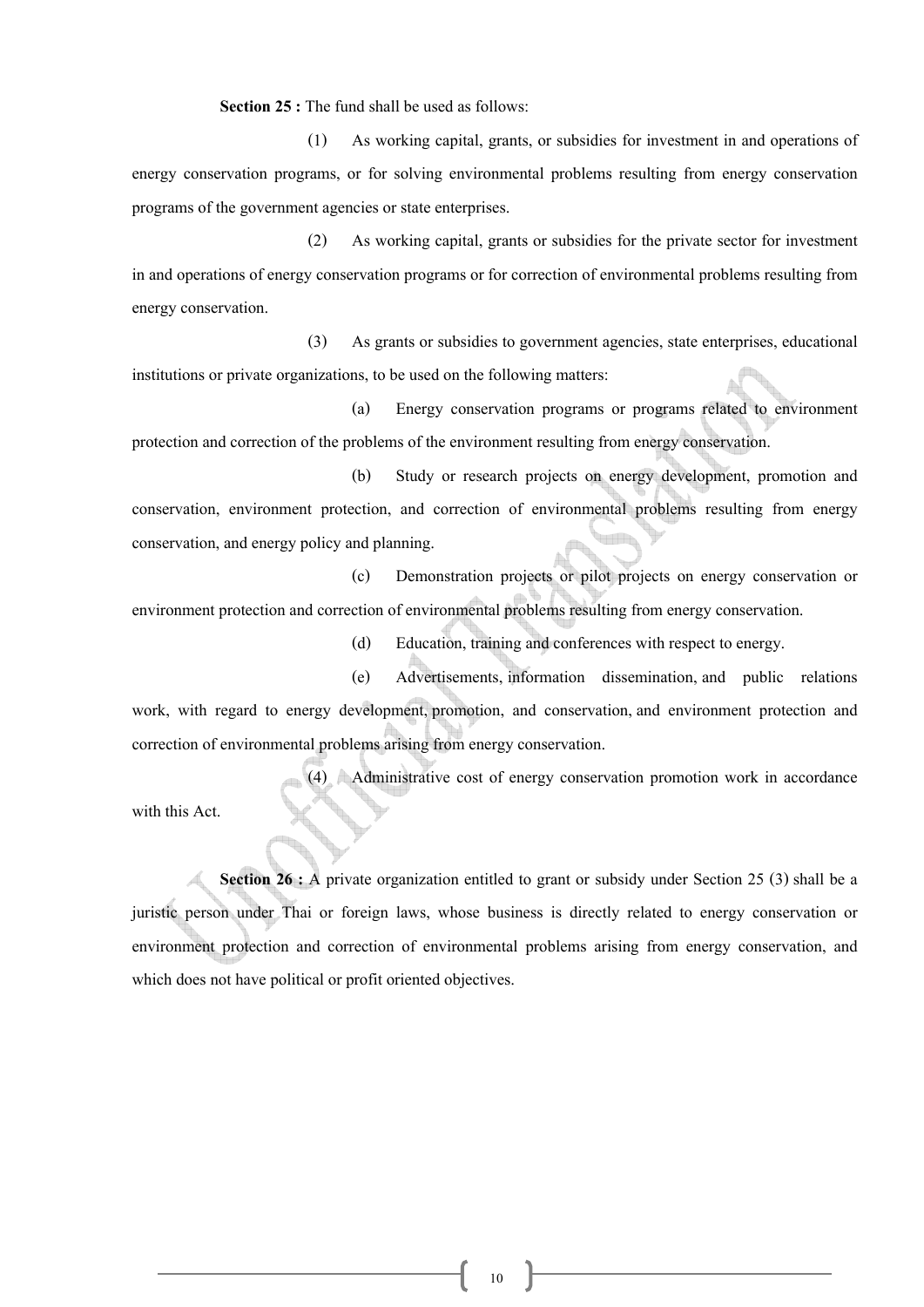**Section 25 :** The fund shall be used as follows:

(1) As working capital, grants, or subsidies for investment in and operations of energy conservation programs, or for solving environmental problems resulting from energy conservation programs of the government agencies or state enterprises.

(2) As working capital, grants or subsidies for the private sector for investment in and operations of energy conservation programs or for correction of environmental problems resulting from energy conservation.

(3) As grants or subsidies to government agencies, state enterprises, educational institutions or private organizations, to be used on the following matters:

(a) Energy conservation programs or programs related to environment protection and correction of the problems of the environment resulting from energy conservation.

(b) Study or research projects on energy development, promotion and conservation, environment protection, and correction of environmental problems resulting from energy conservation, and energy policy and planning.

(c) Demonstration projects or pilot projects on energy conservation or environment protection and correction of environmental problems resulting from energy conservation.

(d) Education, training and conferences with respect to energy.

(e) Advertisements, information dissemination, and public relations work, with regard to energy development, promotion, and conservation, and environment protection and correction of environmental problems arising from energy conservation.

(4) Administrative cost of energy conservation promotion work in accordance with this Act.

**Section 26 :** A private organization entitled to grant or subsidy under Section 25 (3) shall be a juristic person under Thai or foreign laws, whose business is directly related to energy conservation or environment protection and correction of environmental problems arising from energy conservation, and which does not have political or profit oriented objectives.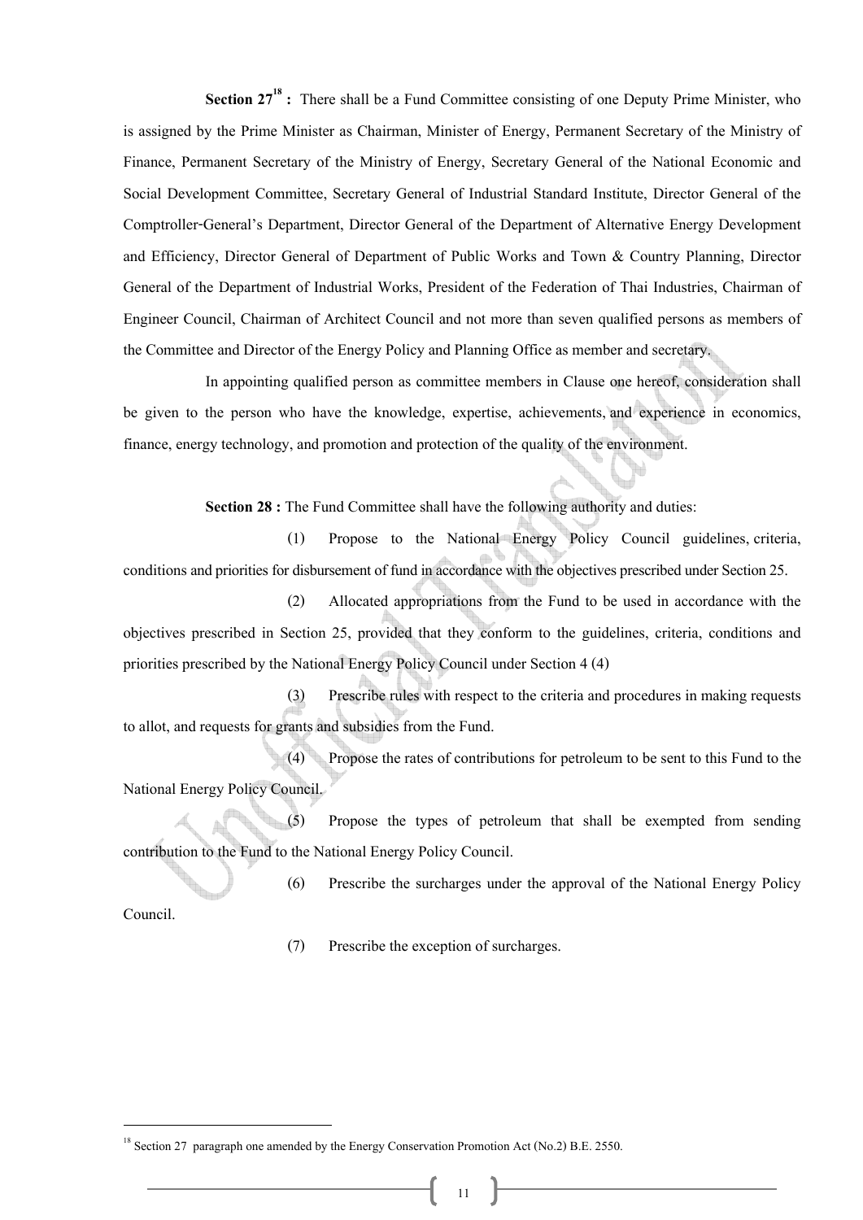**Section 27**[18] **:** There shall be a Fund Committee consisting of one Deputy Prime Minister, who is assigned by the Prime Minister as Chairman, Minister of Energy, Permanent Secretary of the Ministry of Finance, Permanent Secretary of the Ministry of Energy, Secretary General of the National Economic and Social Development Committee, Secretary General of Industrial Standard Institute, Director General of the Comptroller‑General's Department, Director General of the Department of Alternative Energy Development and Efficiency, Director General of Department of Public Works and Town & Country Planning, Director General of the Department of Industrial Works, President of the Federation of Thai Industries, Chairman of Engineer Council, Chairman of Architect Council and not more than seven qualified persons as members of the Committee and Director of the Energy Policy and Planning Office as member and secretary.

In appointing qualified person as committee members in Clause one hereof, consideration shall be given to the person who have the knowledge, expertise, achievements, and experience in economics, finance, energy technology, and promotion and protection of the quality of the environment.

**Section 28 :** The Fund Committee shall have the following authority and duties:

(1) Propose to the National Energy Policy Council guidelines, criteria, conditions and priorities for disbursement of fund in accordance with the objectives prescribed under Section 25.

(2) Allocated appropriations from the Fund to be used in accordance with the objectives prescribed in Section 25, provided that they conform to the guidelines, criteria, conditions and priorities prescribed by the National Energy Policy Council under Section 4 (4)

(3) Prescribe rules with respect to the criteria and procedures in making requests to allot, and requests for grants and subsidies from the Fund.

(4) Propose the rates of contributions for petroleum to be sent to this Fund to the National Energy Policy Council.

(5) Propose the types of petroleum that shall be exempted from sending contribution to the Fund to the National Energy Policy Council.

(6) Prescribe the surcharges under the approval of the National Energy Policy Council.

(7) Prescribe the exception of surcharges.

---

[18] Section 27 paragraph one amended by the Energy Conservation Promotion Act (No.2) B.E. 2550.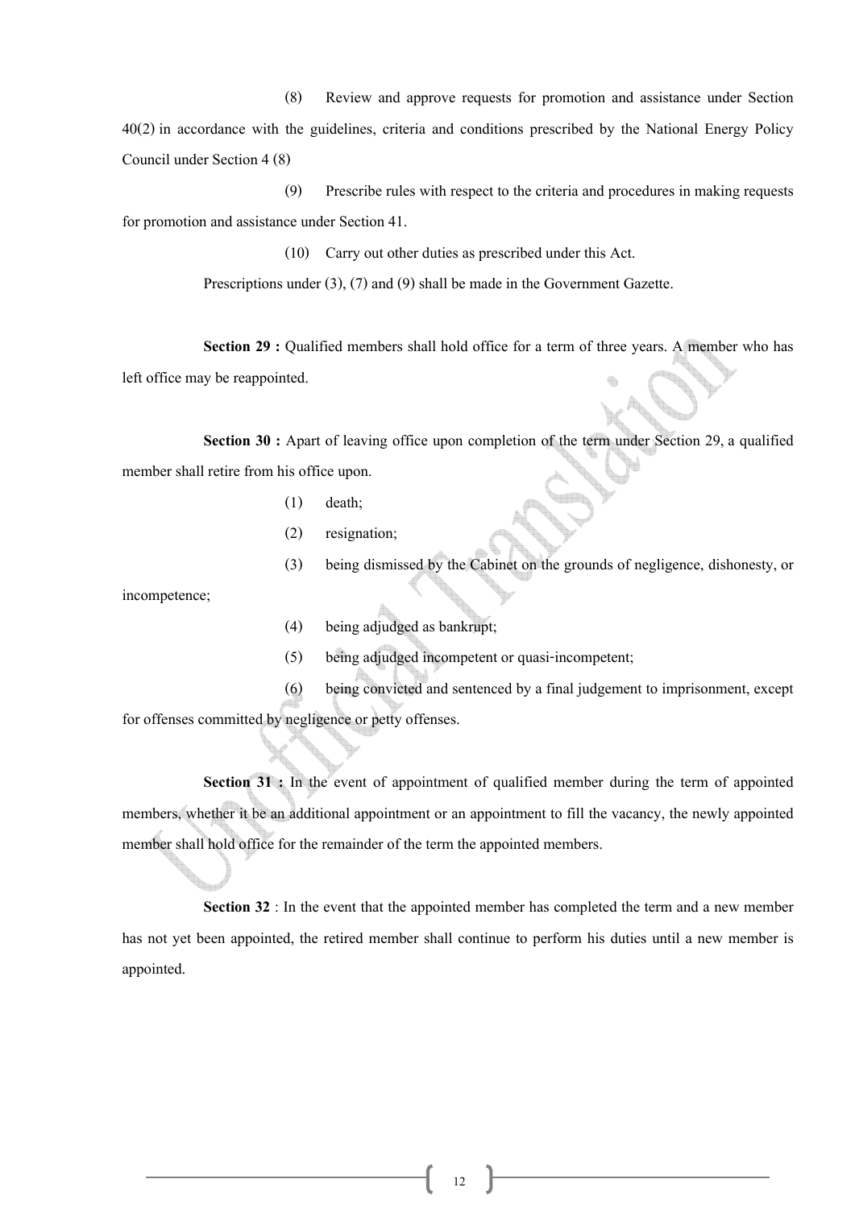(8) Review and approve requests for promotion and assistance under Section 40(2) in accordance with the guidelines, criteria and conditions prescribed by the National Energy Policy Council under Section 4 (8)

(9) Prescribe rules with respect to the criteria and procedures in making requests for promotion and assistance under Section 41.

(10) Carry out other duties as prescribed under this Act.

Prescriptions under (3), (7) and (9) shall be made in the Government Gazette.

**Section 29 :** Qualified members shall hold office for a term of three years. A member who has left office may be reappointed.

**Section 30 :** Apart of leaving office upon completion of the term under Section 29, a qualified member shall retire from his office upon.

(1) death;

(2) resignation;

(3) being dismissed by the Cabinet on the grounds of negligence, dishonesty, or incompetence;

(4) being adjudged as bankrupt;

(5) being adjudged incompetent or quasi-incompetent;

(6) being convicted and sentenced by a final judgement to imprisonment, except for offenses committed by negligence or petty offenses.

**Section 31 :** In the event of appointment of qualified member during the term of appointed members, whether it be an additional appointment or an appointment to fill the vacancy, the newly appointed member shall hold office for the remainder of the term the appointed members.

**Section 32** : In the event that the appointed member has completed the term and a new member has not yet been appointed, the retired member shall continue to perform his duties until a new member is appointed.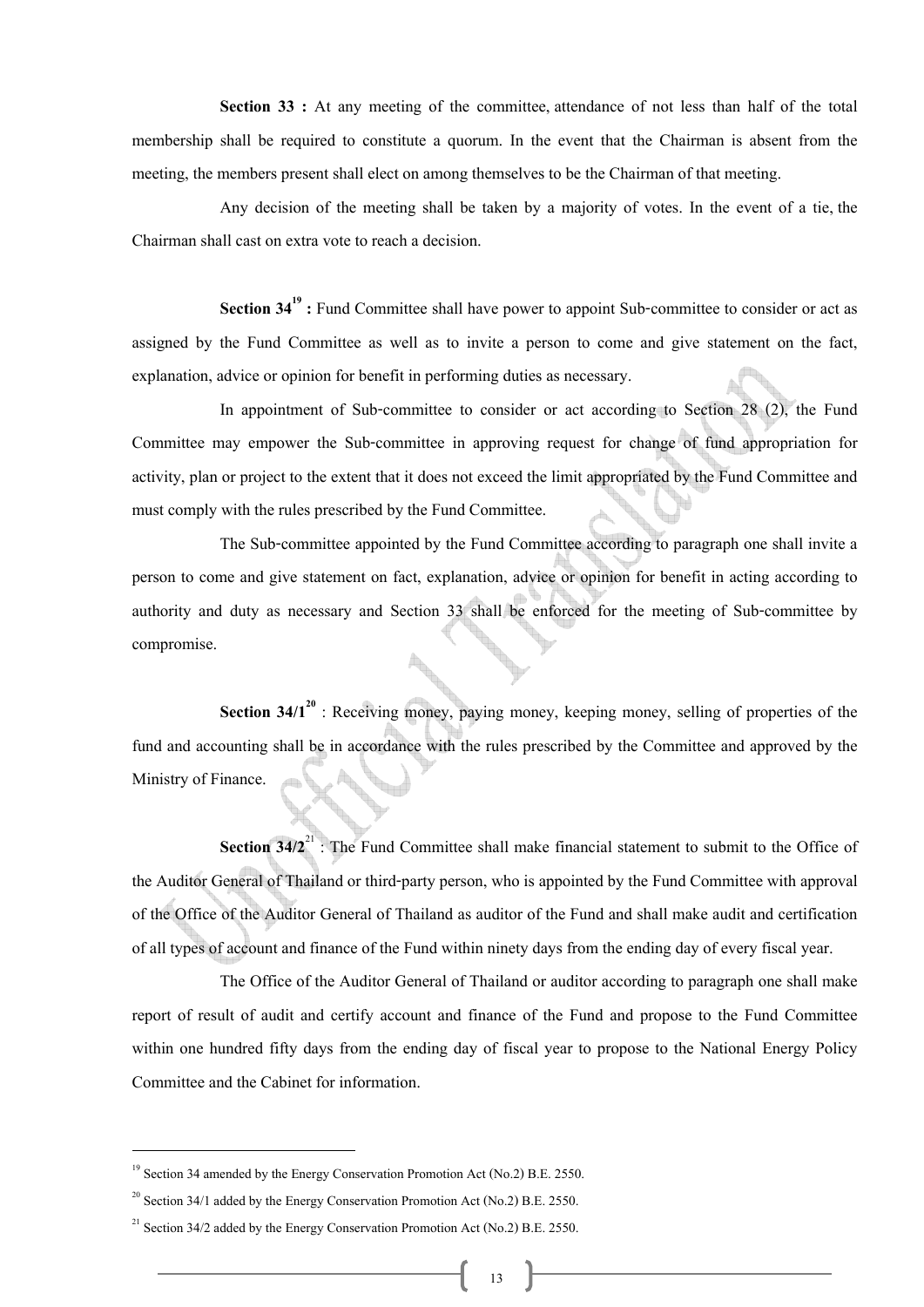**Section 33 :** At any meeting of the committee, attendance of not less than half of the total membership shall be required to constitute a quorum. In the event that the Chairman is absent from the meeting, the members present shall elect on among themselves to be the Chairman of that meeting.

Any decision of the meeting shall be taken by a majority of votes. In the event of a tie, the Chairman shall cast on extra vote to reach a decision.

**Section 34[19] :** Fund Committee shall have power to appoint Sub-committee to consider or act as assigned by the Fund Committee as well as to invite a person to come and give statement on the fact, explanation, advice or opinion for benefit in performing duties as necessary.

In appointment of Sub-committee to consider or act according to Section 28 (2), the Fund Committee may empower the Sub-committee in approving request for change of fund appropriation for activity, plan or project to the extent that it does not exceed the limit appropriated by the Fund Committee and must comply with the rules prescribed by the Fund Committee.

The Sub-committee appointed by the Fund Committee according to paragraph one shall invite a person to come and give statement on fact, explanation, advice or opinion for benefit in acting according to authority and duty as necessary and Section 33 shall be enforced for the meeting of Sub-committee by compromise.

**Section 34/1[20]** : Receiving money, paying money, keeping money, selling of properties of the fund and accounting shall be in accordance with the rules prescribed by the Committee and approved by the Ministry of Finance.

**Section 34/2**[21] : The Fund Committee shall make financial statement to submit to the Office of the Auditor General of Thailand or third-party person, who is appointed by the Fund Committee with approval of the Office of the Auditor General of Thailand as auditor of the Fund and shall make audit and certification of all types of account and finance of the Fund within ninety days from the ending day of every fiscal year.

The Office of the Auditor General of Thailand or auditor according to paragraph one shall make report of result of audit and certify account and finance of the Fund and propose to the Fund Committee within one hundred fifty days from the ending day of fiscal year to propose to the National Energy Policy Committee and the Cabinet for information.

---

[19] Section 34 amended by the Energy Conservation Promotion Act (No.2) B.E. 2550.

[20] Section 34/1 added by the Energy Conservation Promotion Act (No.2) B.E. 2550.

[21] Section 34/2 added by the Energy Conservation Promotion Act (No.2) B.E. 2550.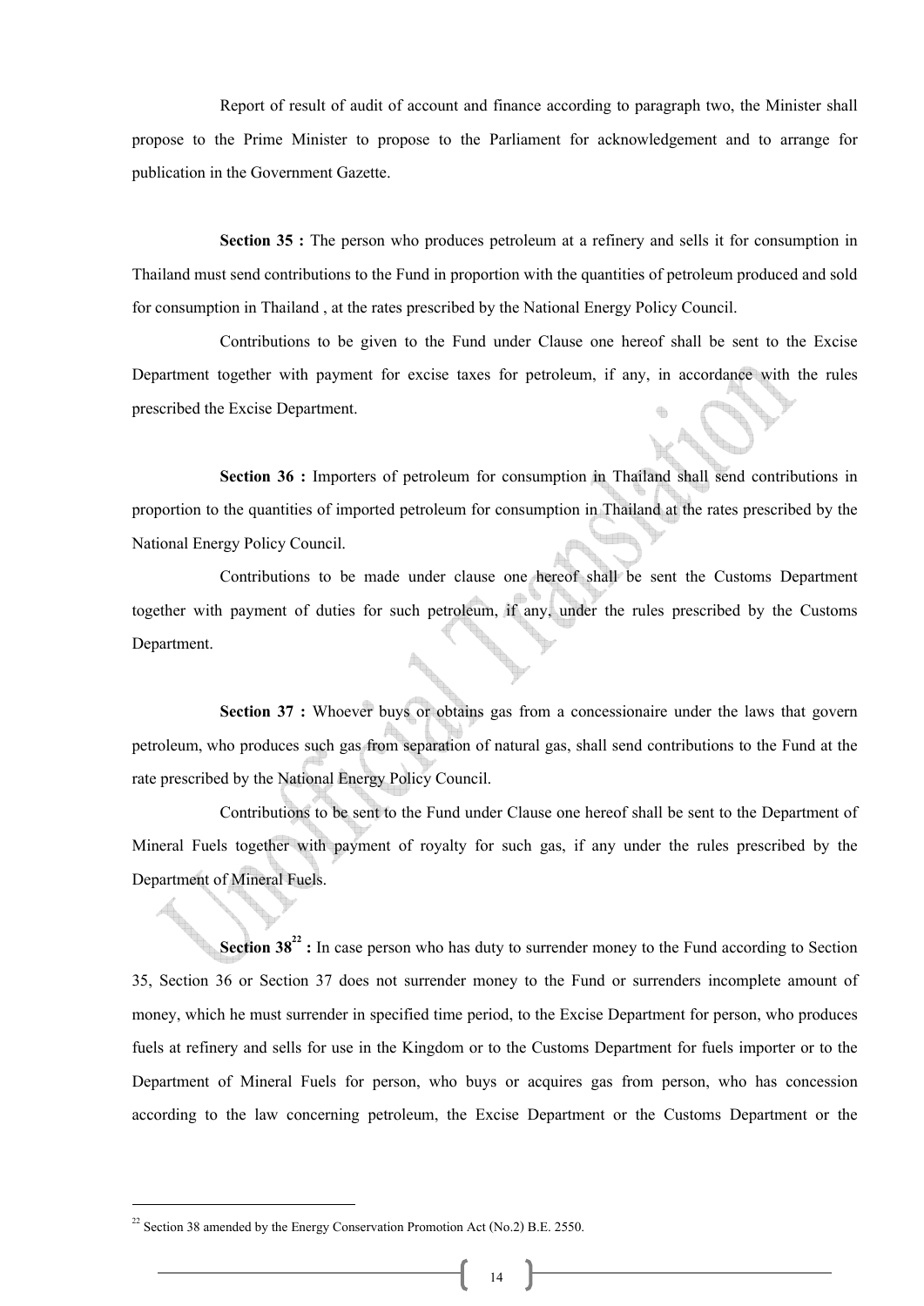Report of result of audit of account and finance according to paragraph two, the Minister shall propose to the Prime Minister to propose to the Parliament for acknowledgement and to arrange for publication in the Government Gazette.

**Section 35 :** The person who produces petroleum at a refinery and sells it for consumption in Thailand must send contributions to the Fund in proportion with the quantities of petroleum produced and sold for consumption in Thailand , at the rates prescribed by the National Energy Policy Council.

Contributions to be given to the Fund under Clause one hereof shall be sent to the Excise Department together with payment for excise taxes for petroleum, if any, in accordance with the rules prescribed the Excise Department.

**Section 36 :** Importers of petroleum for consumption in Thailand shall send contributions in proportion to the quantities of imported petroleum for consumption in Thailand at the rates prescribed by the National Energy Policy Council.

Contributions to be made under clause one hereof shall be sent the Customs Department together with payment of duties for such petroleum, if any, under the rules prescribed by the Customs Department.

**Section 37 :** Whoever buys or obtains gas from a concessionaire under the laws that govern petroleum, who produces such gas from separation of natural gas, shall send contributions to the Fund at the rate prescribed by the National Energy Policy Council.

Contributions to be sent to the Fund under Clause one hereof shall be sent to the Department of Mineral Fuels together with payment of royalty for such gas, if any under the rules prescribed by the Department of Mineral Fuels.

**Section 38**[22] **:** In case person who has duty to surrender money to the Fund according to Section 35, Section 36 or Section 37 does not surrender money to the Fund or surrenders incomplete amount of money, which he must surrender in specified time period, to the Excise Department for person, who produces fuels at refinery and sells for use in the Kingdom or to the Customs Department for fuels importer or to the Department of Mineral Fuels for person, who buys or acquires gas from person, who has concession according to the law concerning petroleum, the Excise Department or the Customs Department or the

---

[22] Section 38 amended by the Energy Conservation Promotion Act (No.2) B.E. 2550.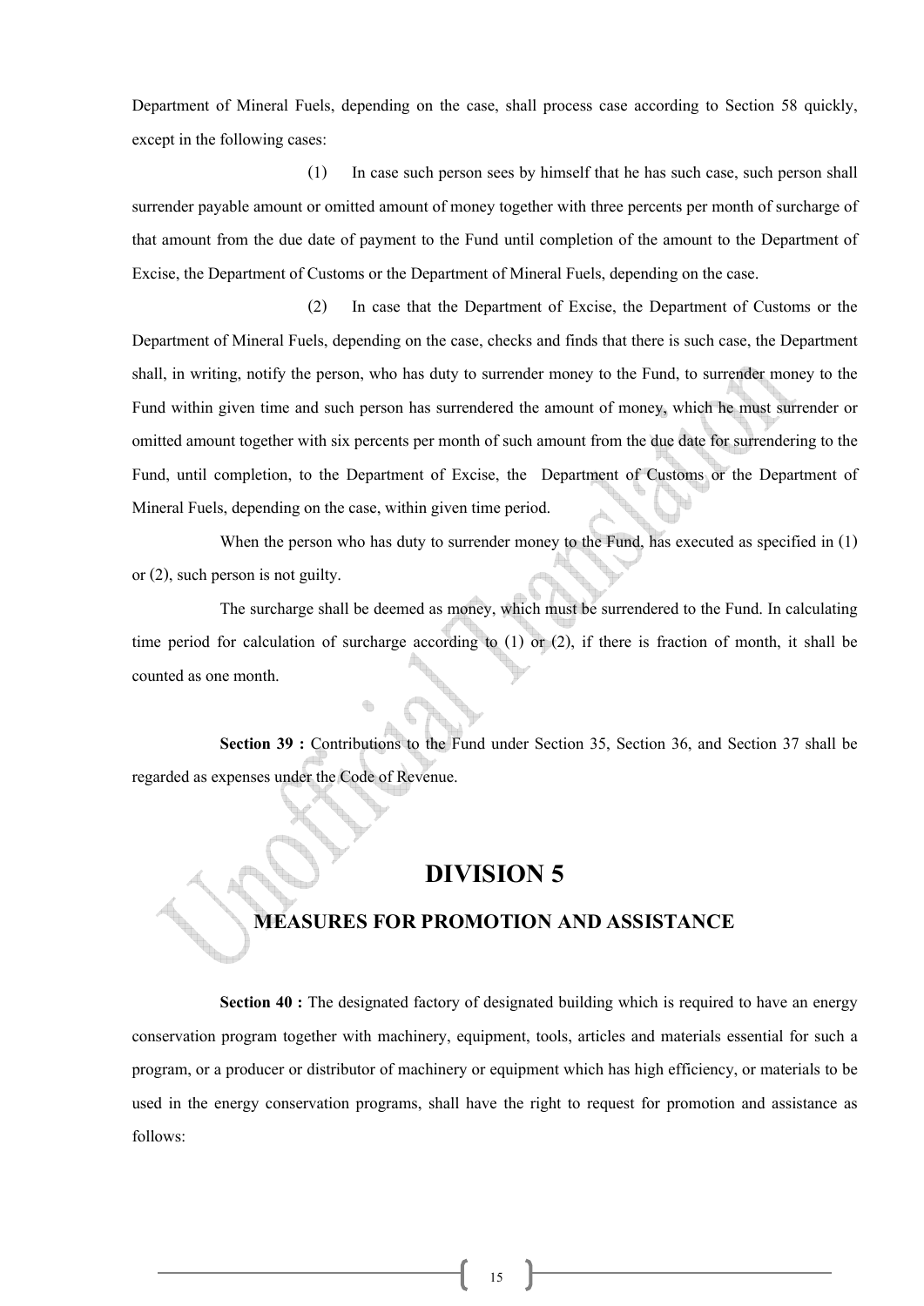Department of Mineral Fuels, depending on the case, shall process case according to Section 58 quickly, except in the following cases:

(1) In case such person sees by himself that he has such case, such person shall surrender payable amount or omitted amount of money together with three percents per month of surcharge of that amount from the due date of payment to the Fund until completion of the amount to the Department of Excise, the Department of Customs or the Department of Mineral Fuels, depending on the case.

(2) In case that the Department of Excise, the Department of Customs or the Department of Mineral Fuels, depending on the case, checks and finds that there is such case, the Department shall, in writing, notify the person, who has duty to surrender money to the Fund, to surrender money to the Fund within given time and such person has surrendered the amount of money, which he must surrender or omitted amount together with six percents per month of such amount from the due date for surrendering to the Fund, until completion, to the Department of Excise, the Department of Customs or the Department of Mineral Fuels, depending on the case, within given time period.

When the person who has duty to surrender money to the Fund, has executed as specified in (1) or (2), such person is not guilty.

The surcharge shall be deemed as money, which must be surrendered to the Fund. In calculating time period for calculation of surcharge according to (1) or (2), if there is fraction of month, it shall be counted as one month.

**Section 39 :** Contributions to the Fund under Section 35, Section 36, and Section 37 shall be regarded as expenses under the Code of Revenue.

# DIVISION 5

## MEASURES FOR PROMOTION AND ASSISTANCE

**Section 40 :** The designated factory of designated building which is required to have an energy conservation program together with machinery, equipment, tools, articles and materials essential for such a program, or a producer or distributor of machinery or equipment which has high efficiency, or materials to be used in the energy conservation programs, shall have the right to request for promotion and assistance as follows: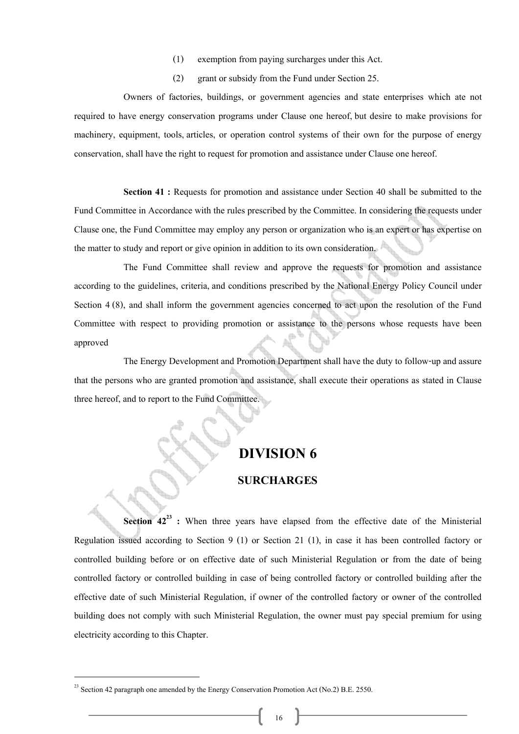(1) exemption from paying surcharges under this Act.

(2) grant or subsidy from the Fund under Section 25.

Owners of factories, buildings, or government agencies and state enterprises which ate not required to have energy conservation programs under Clause one hereof, but desire to make provisions for machinery, equipment, tools, articles, or operation control systems of their own for the purpose of energy conservation, shall have the right to request for promotion and assistance under Clause one hereof.

**Section 41 :** Requests for promotion and assistance under Section 40 shall be submitted to the Fund Committee in Accordance with the rules prescribed by the Committee. In considering the requests under Clause one, the Fund Committee may employ any person or organization who is an expert or has expertise on the matter to study and report or give opinion in addition to its own consideration.

The Fund Committee shall review and approve the requests for promotion and assistance according to the guidelines, criteria, and conditions prescribed by the National Energy Policy Council under Section 4 (8), and shall inform the government agencies concerned to act upon the resolution of the Fund Committee with respect to providing promotion or assistance to the persons whose requests have been approved

The Energy Development and Promotion Department shall have the duty to follow-up and assure that the persons who are granted promotion and assistance, shall execute their operations as stated in Clause three hereof, and to report to the Fund Committee.

# DIVISION 6

## SURCHARGES

**Section 42[23] :** When three years have elapsed from the effective date of the Ministerial Regulation issued according to Section 9 (1) or Section 21 (1), in case it has been controlled factory or controlled building before or on effective date of such Ministerial Regulation or from the date of being controlled factory or controlled building in case of being controlled factory or controlled building after the effective date of such Ministerial Regulation, if owner of the controlled factory or owner of the controlled building does not comply with such Ministerial Regulation, the owner must pay special premium for using electricity according to this Chapter.

---

[23] Section 42 paragraph one amended by the Energy Conservation Promotion Act (No.2) B.E. 2550.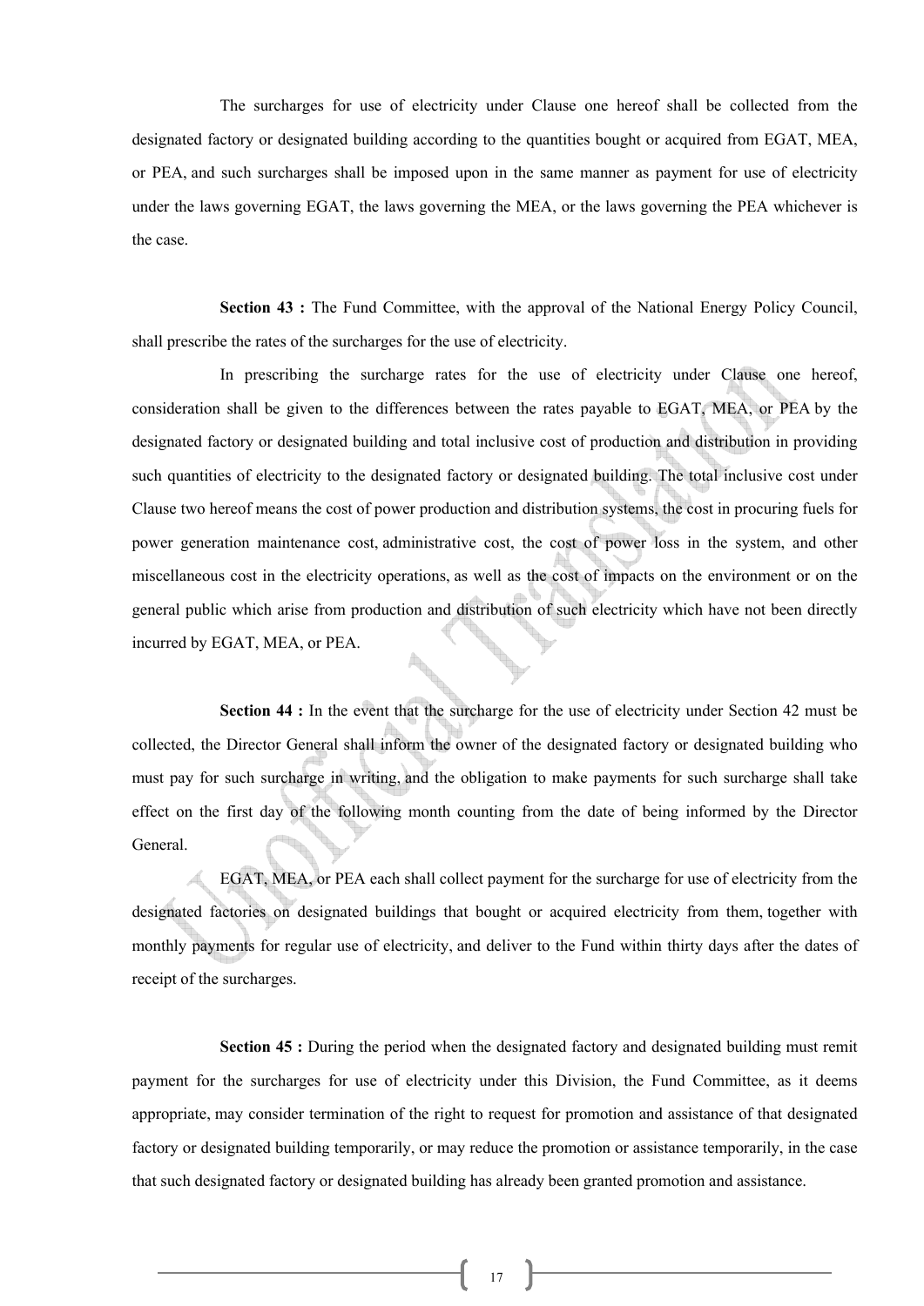The surcharges for use of electricity under Clause one hereof shall be collected from the designated factory or designated building according to the quantities bought or acquired from EGAT, MEA, or PEA, and such surcharges shall be imposed upon in the same manner as payment for use of electricity under the laws governing EGAT, the laws governing the MEA, or the laws governing the PEA whichever is the case.

**Section 43 :** The Fund Committee, with the approval of the National Energy Policy Council, shall prescribe the rates of the surcharges for the use of electricity.

In prescribing the surcharge rates for the use of electricity under Clause one hereof, consideration shall be given to the differences between the rates payable to EGAT, MEA, or PEA by the designated factory or designated building and total inclusive cost of production and distribution in providing such quantities of electricity to the designated factory or designated building. The total inclusive cost under Clause two hereof means the cost of power production and distribution systems, the cost in procuring fuels for power generation maintenance cost, administrative cost, the cost of power loss in the system, and other miscellaneous cost in the electricity operations, as well as the cost of impacts on the environment or on the general public which arise from production and distribution of such electricity which have not been directly incurred by EGAT, MEA, or PEA.

**Section 44 :** In the event that the surcharge for the use of electricity under Section 42 must be collected, the Director General shall inform the owner of the designated factory or designated building who must pay for such surcharge in writing, and the obligation to make payments for such surcharge shall take effect on the first day of the following month counting from the date of being informed by the Director General.

EGAT, MEA, or PEA each shall collect payment for the surcharge for use of electricity from the designated factories on designated buildings that bought or acquired electricity from them, together with monthly payments for regular use of electricity, and deliver to the Fund within thirty days after the dates of receipt of the surcharges.

**Section 45 :** During the period when the designated factory and designated building must remit payment for the surcharges for use of electricity under this Division, the Fund Committee, as it deems appropriate, may consider termination of the right to request for promotion and assistance of that designated factory or designated building temporarily, or may reduce the promotion or assistance temporarily, in the case that such designated factory or designated building has already been granted promotion and assistance.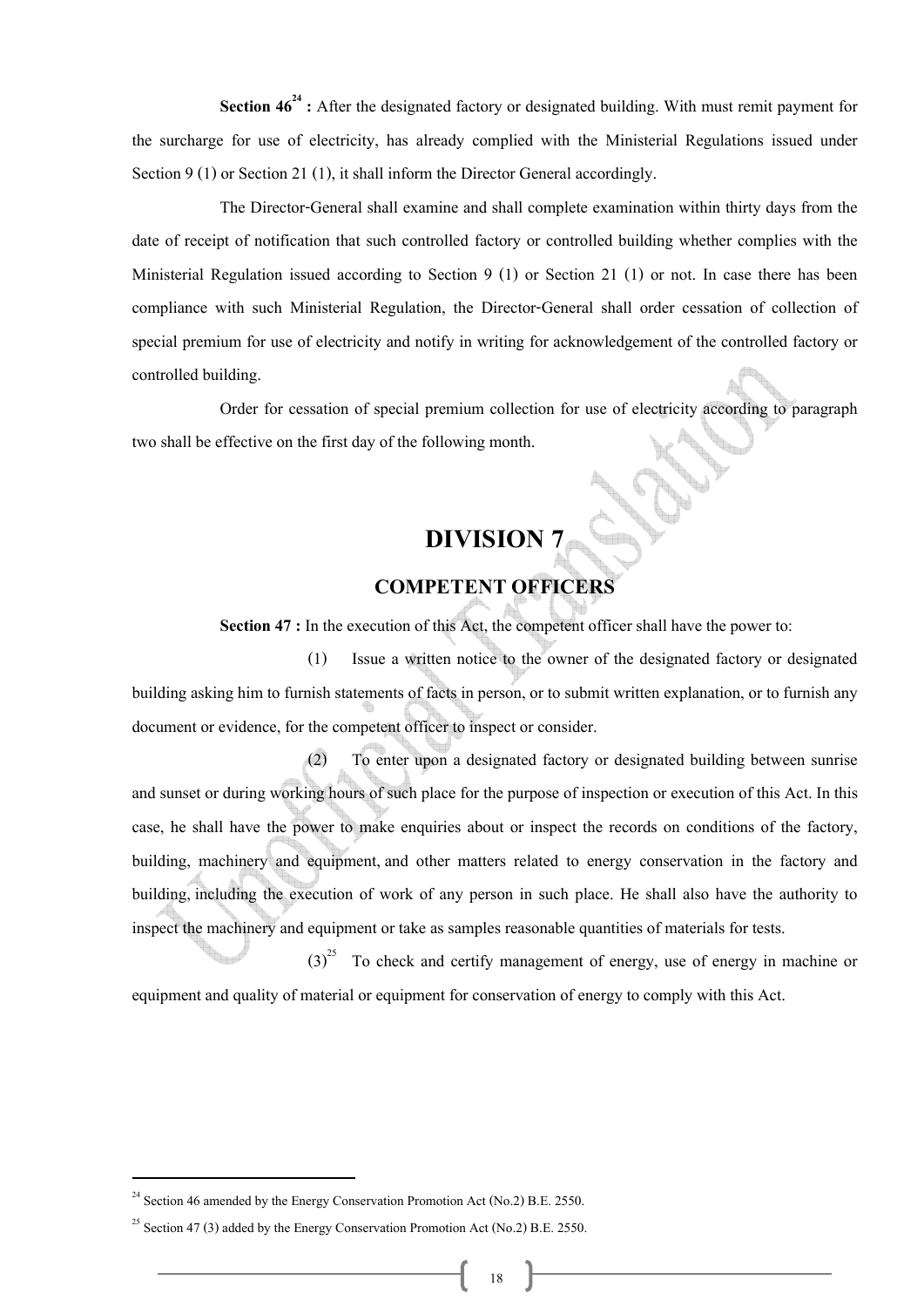**Section 46[24] :** After the designated factory or designated building. With must remit payment for the surcharge for use of electricity, has already complied with the Ministerial Regulations issued under Section 9 (1) or Section 21 (1), it shall inform the Director General accordingly.

The Director-General shall examine and shall complete examination within thirty days from the date of receipt of notification that such controlled factory or controlled building whether complies with the Ministerial Regulation issued according to Section 9 (1) or Section 21 (1) or not. In case there has been compliance with such Ministerial Regulation, the Director-General shall order cessation of collection of special premium for use of electricity and notify in writing for acknowledgement of the controlled factory or controlled building.

Order for cessation of special premium collection for use of electricity according to paragraph two shall be effective on the first day of the following month.

# DIVISION 7

## COMPETENT OFFICERS

**Section 47 :** In the execution of this Act, the competent officer shall have the power to:

(1) Issue a written notice to the owner of the designated factory or designated building asking him to furnish statements of facts in person, or to submit written explanation, or to furnish any document or evidence, for the competent officer to inspect or consider.

(2) To enter upon a designated factory or designated building between sunrise and sunset or during working hours of such place for the purpose of inspection or execution of this Act. In this case, he shall have the power to make enquiries about or inspect the records on conditions of the factory, building, machinery and equipment, and other matters related to energy conservation in the factory and building, including the execution of work of any person in such place. He shall also have the authority to inspect the machinery and equipment or take as samples reasonable quantities of materials for tests.

(3)[25] To check and certify management of energy, use of energy in machine or equipment and quality of material or equipment for conservation of energy to comply with this Act.

---

[24] Section 46 amended by the Energy Conservation Promotion Act (No.2) B.E. 2550.

[25] Section 47 (3) added by the Energy Conservation Promotion Act (No.2) B.E. 2550.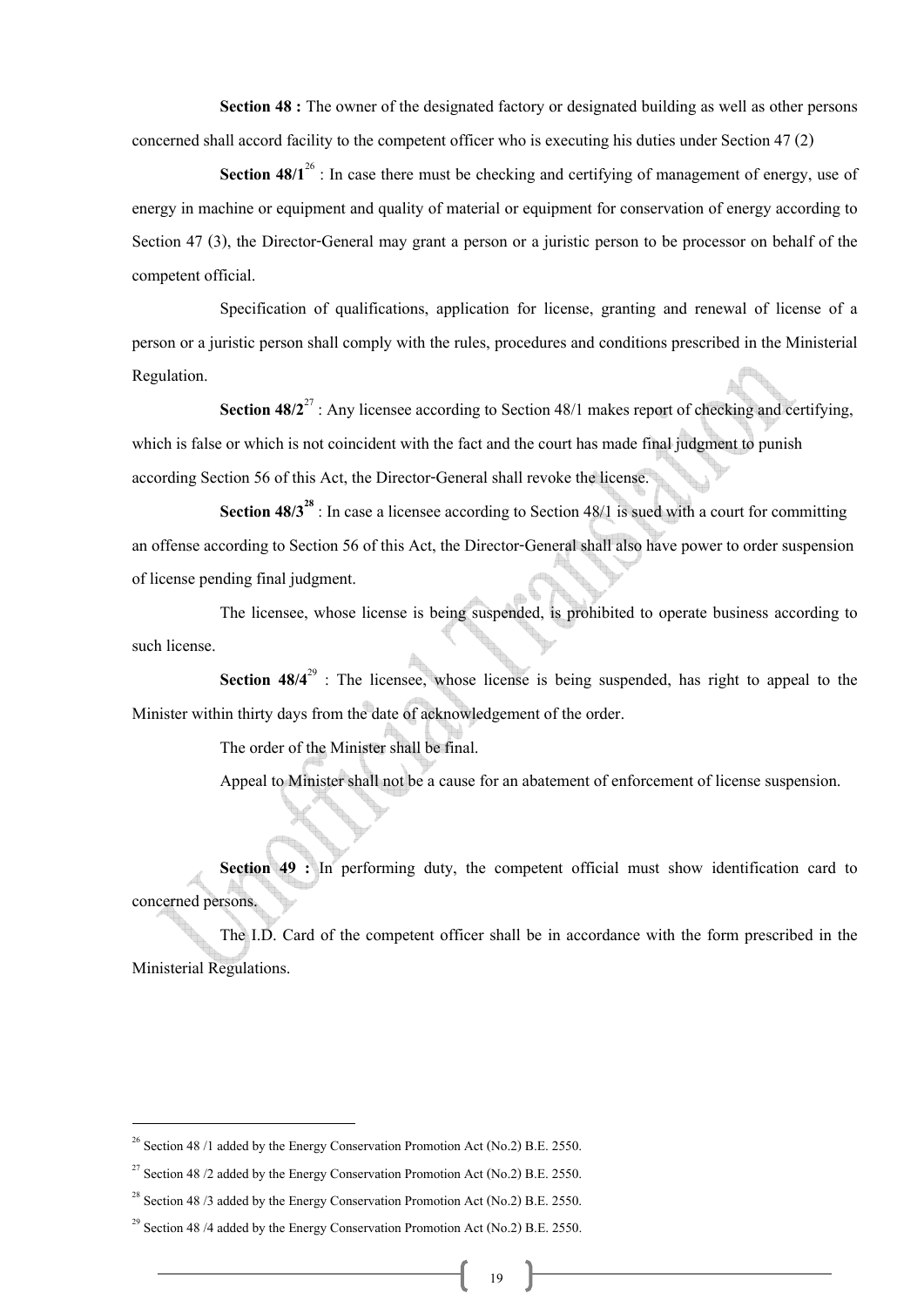**Section 48 :** The owner of the designated factory or designated building as well as other persons concerned shall accord facility to the competent officer who is executing his duties under Section 47 (2)

**Section 48/1**[26] : In case there must be checking and certifying of management of energy, use of energy in machine or equipment and quality of material or equipment for conservation of energy according to Section 47 (3), the Director-General may grant a person or a juristic person to be processor on behalf of the competent official.

Specification of qualifications, application for license, granting and renewal of license of a person or a juristic person shall comply with the rules, procedures and conditions prescribed in the Ministerial Regulation.

**Section 48/2**[27] : Any licensee according to Section 48/1 makes report of checking and certifying, which is false or which is not coincident with the fact and the court has made final judgment to punish according Section 56 of this Act, the Director-General shall revoke the license.

**Section 48/3**[28] : In case a licensee according to Section 48/1 is sued with a court for committing an offense according to Section 56 of this Act, the Director-General shall also have power to order suspension of license pending final judgment.

The licensee, whose license is being suspended, is prohibited to operate business according to such license.

**Section 48/4**[29] : The licensee, whose license is being suspended, has right to appeal to the Minister within thirty days from the date of acknowledgement of the order.

The order of the Minister shall be final.

Appeal to Minister shall not be a cause for an abatement of enforcement of license suspension.

**Section 49 :** In performing duty, the competent official must show identification card to concerned persons.

The I.D. Card of the competent officer shall be in accordance with the form prescribed in the Ministerial Regulations.

---

[26] Section 48 /1 added by the Energy Conservation Promotion Act (No.2) B.E. 2550.

[27] Section 48 /2 added by the Energy Conservation Promotion Act (No.2) B.E. 2550.

[28] Section 48 /3 added by the Energy Conservation Promotion Act (No.2) B.E. 2550.

[29] Section 48 /4 added by the Energy Conservation Promotion Act (No.2) B.E. 2550.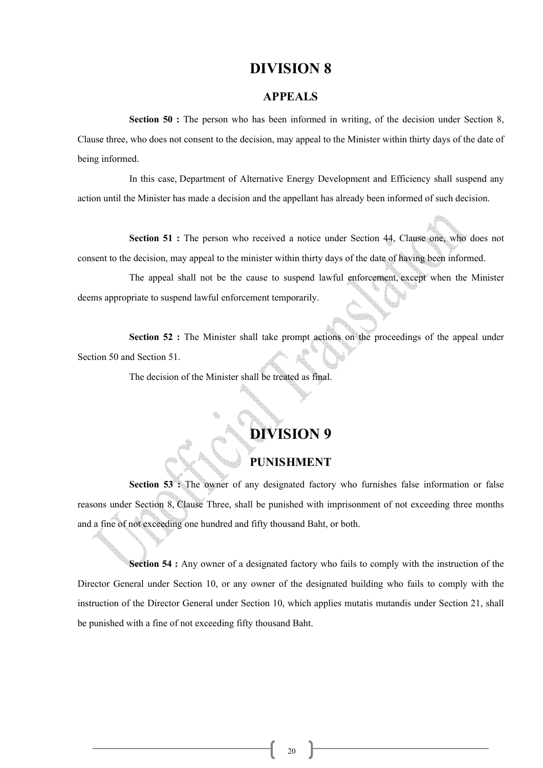# DIVISION 8

## APPEALS

**Section 50 :** The person who has been informed in writing, of the decision under Section 8, Clause three, who does not consent to the decision, may appeal to the Minister within thirty days of the date of being informed.

In this case, Department of Alternative Energy Development and Efficiency shall suspend any action until the Minister has made a decision and the appellant has already been informed of such decision.

**Section 51 :** The person who received a notice under Section 44, Clause one, who does not consent to the decision, may appeal to the minister within thirty days of the date of having been informed.

The appeal shall not be the cause to suspend lawful enforcement, except when the Minister deems appropriate to suspend lawful enforcement temporarily.

**Section 52 :** The Minister shall take prompt actions on the proceedings of the appeal under Section 50 and Section 51.

The decision of the Minister shall be treated as final.

# DIVISION 9

## PUNISHMENT

**Section 53 :** The owner of any designated factory who furnishes false information or false reasons under Section 8, Clause Three, shall be punished with imprisonment of not exceeding three months and a fine of not exceeding one hundred and fifty thousand Baht, or both.

**Section 54 :** Any owner of a designated factory who fails to comply with the instruction of the Director General under Section 10, or any owner of the designated building who fails to comply with the instruction of the Director General under Section 10, which applies mutatis mutandis under Section 21, shall be punished with a fine of not exceeding fifty thousand Baht.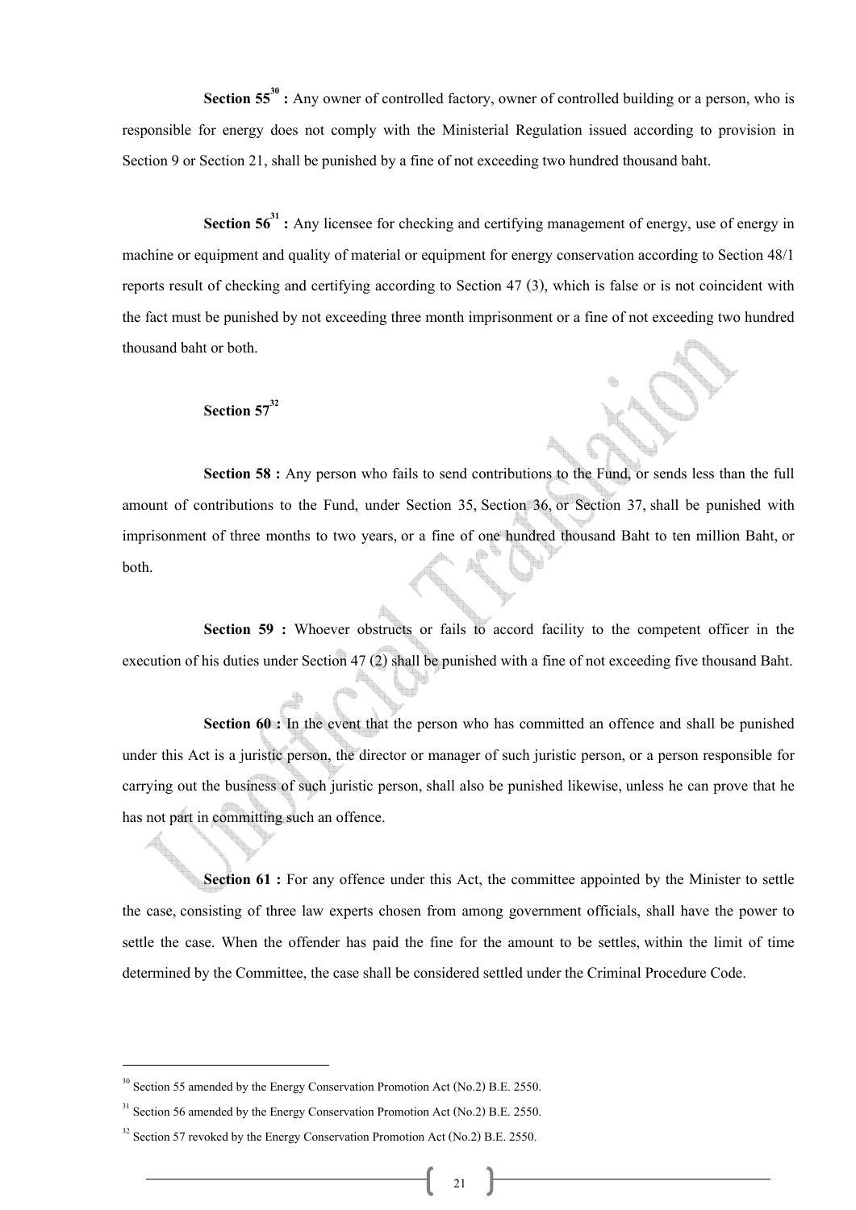**Section 55**[30] **:** Any owner of controlled factory, owner of controlled building or a person, who is responsible for energy does not comply with the Ministerial Regulation issued according to provision in Section 9 or Section 21, shall be punished by a fine of not exceeding two hundred thousand baht.

**Section 56**[31] **:** Any licensee for checking and certifying management of energy, use of energy in machine or equipment and quality of material or equipment for energy conservation according to Section 48/1 reports result of checking and certifying according to Section 47 (3), which is false or is not coincident with the fact must be punished by not exceeding three month imprisonment or a fine of not exceeding two hundred thousand baht or both.

**Section 57**[32]

**Section 58 :** Any person who fails to send contributions to the Fund, or sends less than the full amount of contributions to the Fund, under Section 35, Section 36, or Section 37, shall be punished with imprisonment of three months to two years, or a fine of one hundred thousand Baht to ten million Baht, or both.

**Section 59 :** Whoever obstructs or fails to accord facility to the competent officer in the execution of his duties under Section 47 (2) shall be punished with a fine of not exceeding five thousand Baht.

**Section 60 :** In the event that the person who has committed an offence and shall be punished under this Act is a juristic person, the director or manager of such juristic person, or a person responsible for carrying out the business of such juristic person, shall also be punished likewise, unless he can prove that he has not part in committing such an offence.

**Section 61 :** For any offence under this Act, the committee appointed by the Minister to settle the case, consisting of three law experts chosen from among government officials, shall have the power to settle the case. When the offender has paid the fine for the amount to be settles, within the limit of time determined by the Committee, the case shall be considered settled under the Criminal Procedure Code.

---

[30] Section 55 amended by the Energy Conservation Promotion Act (No.2) B.E. 2550.

[31] Section 56 amended by the Energy Conservation Promotion Act (No.2) B.E. 2550.

[32] Section 57 revoked by the Energy Conservation Promotion Act (No.2) B.E. 2550.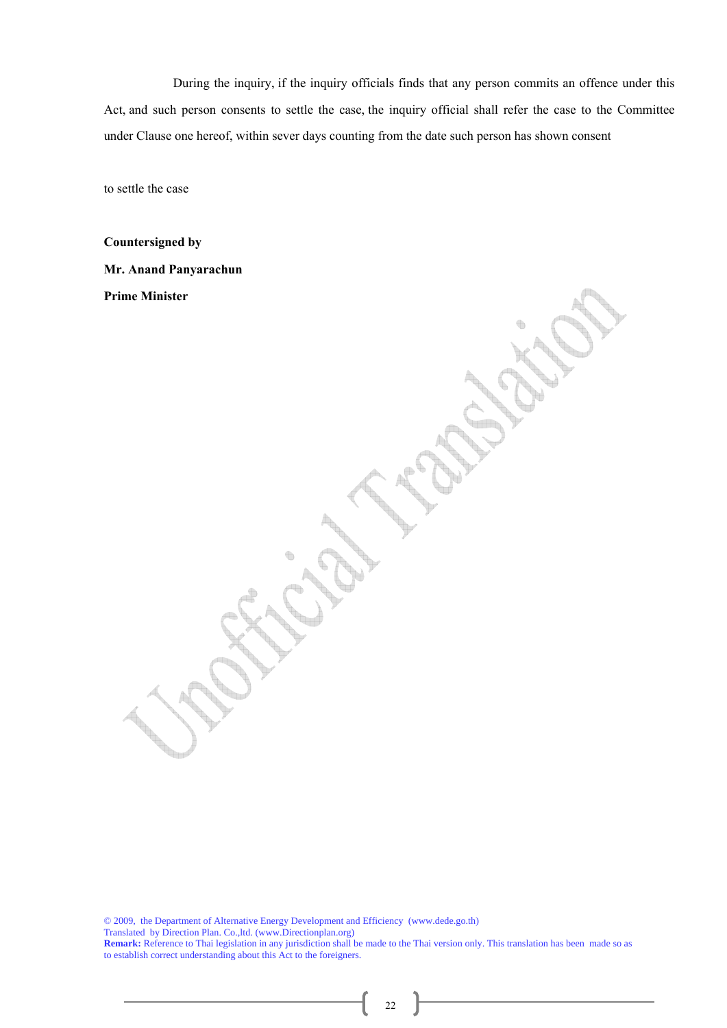During the inquiry, if the inquiry officials finds that any person commits an offence under this Act, and such person consents to settle the case, the inquiry official shall refer the case to the Committee under Clause one hereof, within sever days counting from the date such person has shown consent

to settle the case

**Countersigned by**

**Mr. Anand Panyarachun**

**Prime Minister**

© 2009, the Department of Alternative Energy Development and Efficiency (www.dede.go.th)
Translated by Direction Plan. Co.,ltd. (www.Directionplan.org)
**Remark:** Reference to Thai legislation in any jurisdiction shall be made to the Thai version only. This translation has been made so as to establish correct understanding about this Act to the foreigners.